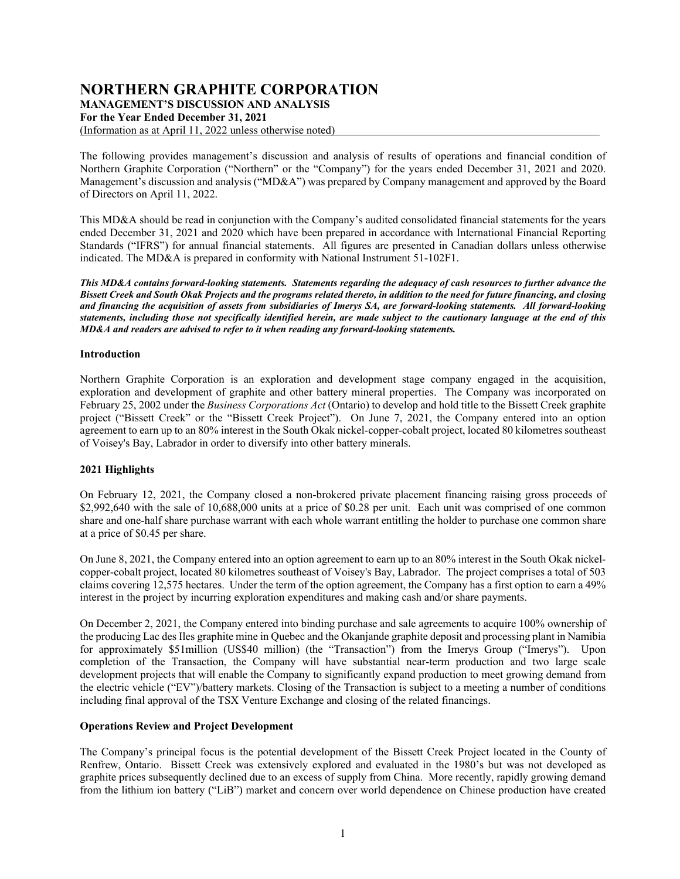# NORTHERN GRAPHITE CORPORATION

**MANAGEMENT'S DISCUSSION AND ANALYSIS**

**For the Year Ended December 31, 2021**

(Information as at April 11, 2022 unless otherwise noted)

The following provides management's discussion and analysis of results of operations and financial condition of Northern Graphite Corporation ("Northern" or the "Company") for the years ended December 31, 2021 and 2020. Management's discussion and analysis ("MD&A") was prepared by Company management and approved by the Board of Directors on April 11, 2022.

This MD&A should be read in conjunction with the Company's audited consolidated financial statements for the years ended December 31, 2021 and 2020 which have been prepared in accordance with International Financial Reporting Standards ("IFRS") for annual financial statements. All figures are presented in Canadian dollars unless otherwise indicated. The MD&A is prepared in conformity with National Instrument 51-102F1.

***This MD&A contains forward-looking statements. Statements regarding the adequacy of cash resources to further advance the Bissett Creek and South Okak Projects and the programs related thereto, in addition to the need for future financing, and closing and financing the acquisition of assets from subsidiaries of Imerys SA, are forward-looking statements. All forward-looking statements, including those not specifically identified herein, are made subject to the cautionary language at the end of this MD&A and readers are advised to refer to it when reading any forward-looking statements.***

## Introduction

Northern Graphite Corporation is an exploration and development stage company engaged in the acquisition, exploration and development of graphite and other battery mineral properties. The Company was incorporated on February 25, 2002 under the *Business Corporations Act* (Ontario) to develop and hold title to the Bissett Creek graphite project ("Bissett Creek" or the "Bissett Creek Project"). On June 7, 2021, the Company entered into an option agreement to earn up to an 80% interest in the South Okak nickel-copper-cobalt project, located 80 kilometres southeast of Voisey's Bay, Labrador in order to diversify into other battery minerals.

## 2021 Highlights

On February 12, 2021, the Company closed a non-brokered private placement financing raising gross proceeds of \$2,992,640 with the sale of 10,688,000 units at a price of \$0.28 per unit. Each unit was comprised of one common share and one-half share purchase warrant with each whole warrant entitling the holder to purchase one common share at a price of \$0.45 per share.

On June 8, 2021, the Company entered into an option agreement to earn up to an 80% interest in the South Okak nickel-copper-cobalt project, located 80 kilometres southeast of Voisey's Bay, Labrador. The project comprises a total of 503 claims covering 12,575 hectares. Under the term of the option agreement, the Company has a first option to earn a 49% interest in the project by incurring exploration expenditures and making cash and/or share payments.

On December 2, 2021, the Company entered into binding purchase and sale agreements to acquire 100% ownership of the producing Lac des Iles graphite mine in Quebec and the Okanjande graphite deposit and processing plant in Namibia for approximately \$51million (US\$40 million) (the "Transaction") from the Imerys Group ("Imerys"). Upon completion of the Transaction, the Company will have substantial near-term production and two large scale development projects that will enable the Company to significantly expand production to meet growing demand from the electric vehicle ("EV")/battery markets. Closing of the Transaction is subject to a meeting a number of conditions including final approval of the TSX Venture Exchange and closing of the related financings.

## Operations Review and Project Development

The Company's principal focus is the potential development of the Bissett Creek Project located in the County of Renfrew, Ontario. Bissett Creek was extensively explored and evaluated in the 1980's but was not developed as graphite prices subsequently declined due to an excess of supply from China. More recently, rapidly growing demand from the lithium ion battery ("LiB") market and concern over world dependence on Chinese production have created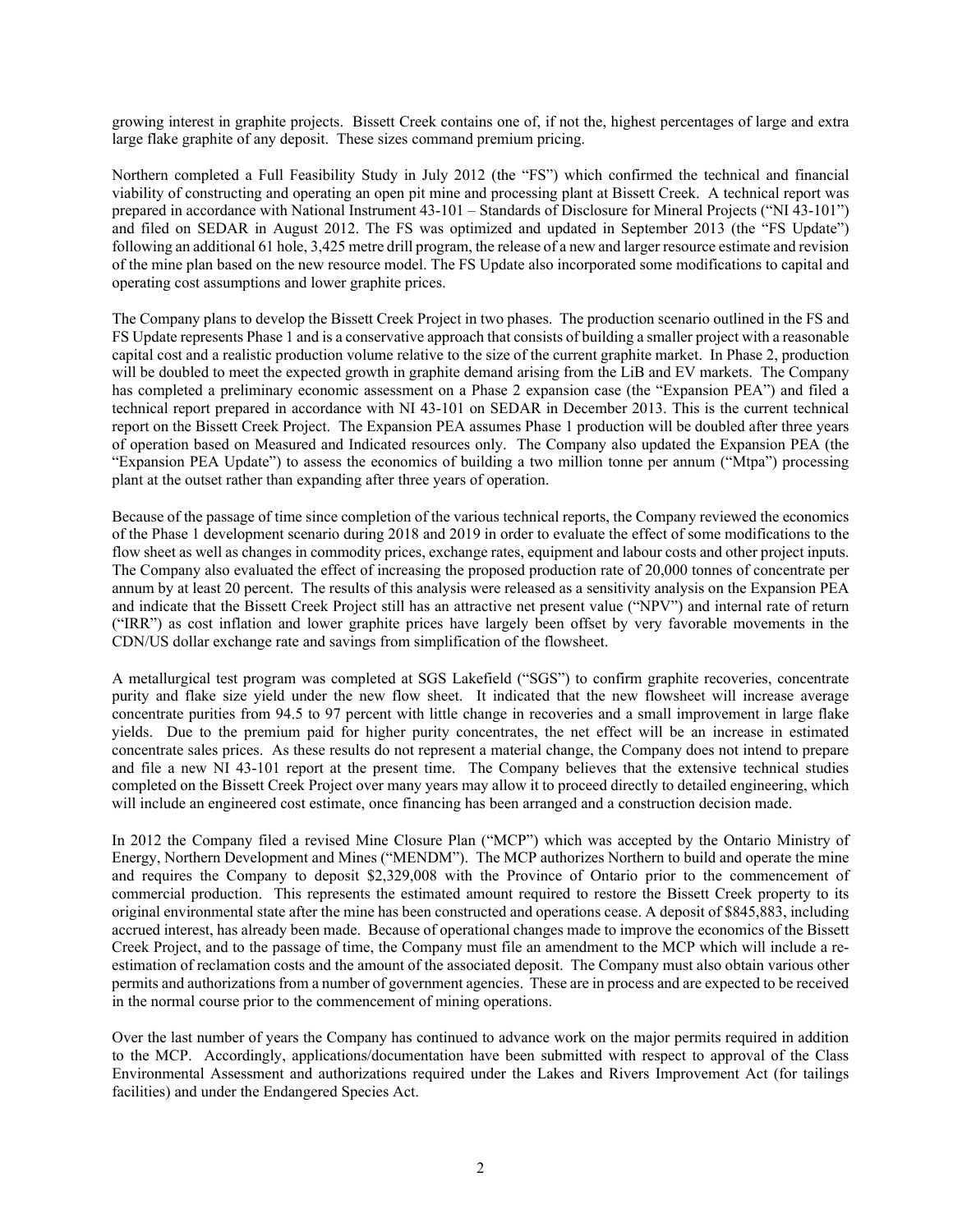growing interest in graphite projects. Bissett Creek contains one of, if not the, highest percentages of large and extra large flake graphite of any deposit. These sizes command premium pricing.

Northern completed a Full Feasibility Study in July 2012 (the "FS") which confirmed the technical and financial viability of constructing and operating an open pit mine and processing plant at Bissett Creek. A technical report was prepared in accordance with National Instrument 43-101 – Standards of Disclosure for Mineral Projects ("NI 43-101") and filed on SEDAR in August 2012. The FS was optimized and updated in September 2013 (the "FS Update") following an additional 61 hole, 3,425 metre drill program, the release of a new and larger resource estimate and revision of the mine plan based on the new resource model. The FS Update also incorporated some modifications to capital and operating cost assumptions and lower graphite prices.

The Company plans to develop the Bissett Creek Project in two phases. The production scenario outlined in the FS and FS Update represents Phase 1 and is a conservative approach that consists of building a smaller project with a reasonable capital cost and a realistic production volume relative to the size of the current graphite market. In Phase 2, production will be doubled to meet the expected growth in graphite demand arising from the LiB and EV markets. The Company has completed a preliminary economic assessment on a Phase 2 expansion case (the "Expansion PEA") and filed a technical report prepared in accordance with NI 43-101 on SEDAR in December 2013. This is the current technical report on the Bissett Creek Project. The Expansion PEA assumes Phase 1 production will be doubled after three years of operation based on Measured and Indicated resources only. The Company also updated the Expansion PEA (the "Expansion PEA Update") to assess the economics of building a two million tonne per annum ("Mtpa") processing plant at the outset rather than expanding after three years of operation.

Because of the passage of time since completion of the various technical reports, the Company reviewed the economics of the Phase 1 development scenario during 2018 and 2019 in order to evaluate the effect of some modifications to the flow sheet as well as changes in commodity prices, exchange rates, equipment and labour costs and other project inputs. The Company also evaluated the effect of increasing the proposed production rate of 20,000 tonnes of concentrate per annum by at least 20 percent. The results of this analysis were released as a sensitivity analysis on the Expansion PEA and indicate that the Bissett Creek Project still has an attractive net present value ("NPV") and internal rate of return ("IRR") as cost inflation and lower graphite prices have largely been offset by very favorable movements in the CDN/US dollar exchange rate and savings from simplification of the flowsheet.

A metallurgical test program was completed at SGS Lakefield ("SGS") to confirm graphite recoveries, concentrate purity and flake size yield under the new flow sheet. It indicated that the new flowsheet will increase average concentrate purities from 94.5 to 97 percent with little change in recoveries and a small improvement in large flake yields. Due to the premium paid for higher purity concentrates, the net effect will be an increase in estimated concentrate sales prices. As these results do not represent a material change, the Company does not intend to prepare and file a new NI 43-101 report at the present time. The Company believes that the extensive technical studies completed on the Bissett Creek Project over many years may allow it to proceed directly to detailed engineering, which will include an engineered cost estimate, once financing has been arranged and a construction decision made.

In 2012 the Company filed a revised Mine Closure Plan ("MCP") which was accepted by the Ontario Ministry of Energy, Northern Development and Mines ("MENDM"). The MCP authorizes Northern to build and operate the mine and requires the Company to deposit $2,329,008 with the Province of Ontario prior to the commencement of commercial production. This represents the estimated amount required to restore the Bissett Creek property to its original environmental state after the mine has been constructed and operations cease. A deposit of $845,883, including accrued interest, has already been made. Because of operational changes made to improve the economics of the Bissett Creek Project, and to the passage of time, the Company must file an amendment to the MCP which will include a re-estimation of reclamation costs and the amount of the associated deposit. The Company must also obtain various other permits and authorizations from a number of government agencies. These are in process and are expected to be received in the normal course prior to the commencement of mining operations.

Over the last number of years the Company has continued to advance work on the major permits required in addition to the MCP. Accordingly, applications/documentation have been submitted with respect to approval of the Class Environmental Assessment and authorizations required under the Lakes and Rivers Improvement Act (for tailings facilities) and under the Endangered Species Act.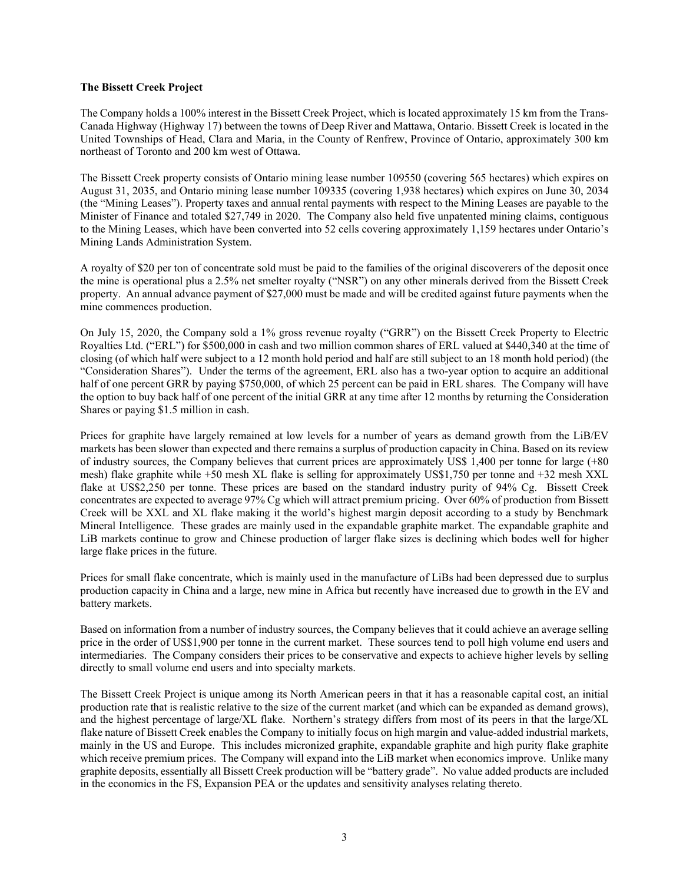**The Bissett Creek Project**

The Company holds a 100% interest in the Bissett Creek Project, which is located approximately 15 km from the Trans-Canada Highway (Highway 17) between the towns of Deep River and Mattawa, Ontario. Bissett Creek is located in the United Townships of Head, Clara and Maria, in the County of Renfrew, Province of Ontario, approximately 300 km northeast of Toronto and 200 km west of Ottawa.

The Bissett Creek property consists of Ontario mining lease number 109550 (covering 565 hectares) which expires on August 31, 2035, and Ontario mining lease number 109335 (covering 1,938 hectares) which expires on June 30, 2034 (the "Mining Leases"). Property taxes and annual rental payments with respect to the Mining Leases are payable to the Minister of Finance and totaled $27,749 in 2020. The Company also held five unpatented mining claims, contiguous to the Mining Leases, which have been converted into 52 cells covering approximately 1,159 hectares under Ontario's Mining Lands Administration System.

A royalty of $20 per ton of concentrate sold must be paid to the families of the original discoverers of the deposit once the mine is operational plus a 2.5% net smelter royalty ("NSR") on any other minerals derived from the Bissett Creek property. An annual advance payment of $27,000 must be made and will be credited against future payments when the mine commences production.

On July 15, 2020, the Company sold a 1% gross revenue royalty ("GRR") on the Bissett Creek Property to Electric Royalties Ltd. ("ERL") for $500,000 in cash and two million common shares of ERL valued at $440,340 at the time of closing (of which half were subject to a 12 month hold period and half are still subject to an 18 month hold period) (the "Consideration Shares"). Under the terms of the agreement, ERL also has a two-year option to acquire an additional half of one percent GRR by paying $750,000, of which 25 percent can be paid in ERL shares. The Company will have the option to buy back half of one percent of the initial GRR at any time after 12 months by returning the Consideration Shares or paying $1.5 million in cash.

Prices for graphite have largely remained at low levels for a number of years as demand growth from the LiB/EV markets has been slower than expected and there remains a surplus of production capacity in China. Based on its review of industry sources, the Company believes that current prices are approximately US$ 1,400 per tonne for large (+80 mesh) flake graphite while +50 mesh XL flake is selling for approximately US$1,750 per tonne and +32 mesh XXL flake at US$2,250 per tonne. These prices are based on the standard industry purity of 94% Cg. Bissett Creek concentrates are expected to average 97% Cg which will attract premium pricing. Over 60% of production from Bissett Creek will be XXL and XL flake making it the world's highest margin deposit according to a study by Benchmark Mineral Intelligence. These grades are mainly used in the expandable graphite market. The expandable graphite and LiB markets continue to grow and Chinese production of larger flake sizes is declining which bodes well for higher large flake prices in the future.

Prices for small flake concentrate, which is mainly used in the manufacture of LiBs had been depressed due to surplus production capacity in China and a large, new mine in Africa but recently have increased due to growth in the EV and battery markets.

Based on information from a number of industry sources, the Company believes that it could achieve an average selling price in the order of US$1,900 per tonne in the current market. These sources tend to poll high volume end users and intermediaries. The Company considers their prices to be conservative and expects to achieve higher levels by selling directly to small volume end users and into specialty markets.

The Bissett Creek Project is unique among its North American peers in that it has a reasonable capital cost, an initial production rate that is realistic relative to the size of the current market (and which can be expanded as demand grows), and the highest percentage of large/XL flake. Northern's strategy differs from most of its peers in that the large/XL flake nature of Bissett Creek enables the Company to initially focus on high margin and value-added industrial markets, mainly in the US and Europe. This includes micronized graphite, expandable graphite and high purity flake graphite which receive premium prices. The Company will expand into the LiB market when economics improve. Unlike many graphite deposits, essentially all Bissett Creek production will be "battery grade". No value added products are included in the economics in the FS, Expansion PEA or the updates and sensitivity analyses relating thereto.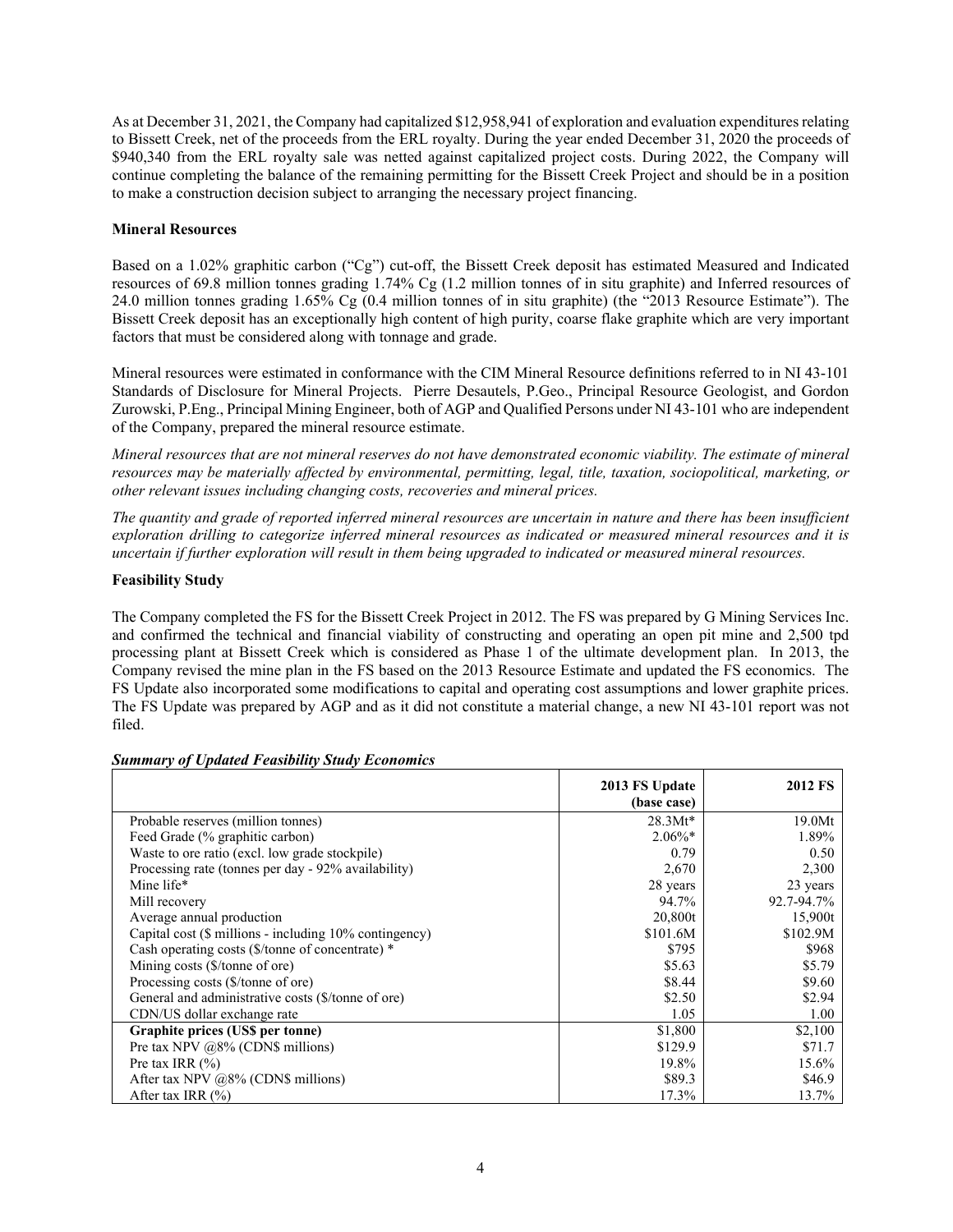As at December 31, 2021, the Company had capitalized $12,958,941 of exploration and evaluation expenditures relating to Bissett Creek, net of the proceeds from the ERL royalty. During the year ended December 31, 2020 the proceeds of $940,340 from the ERL royalty sale was netted against capitalized project costs. During 2022, the Company will continue completing the balance of the remaining permitting for the Bissett Creek Project and should be in a position to make a construction decision subject to arranging the necessary project financing.

**Mineral Resources**

Based on a 1.02% graphitic carbon ("Cg") cut-off, the Bissett Creek deposit has estimated Measured and Indicated resources of 69.8 million tonnes grading 1.74% Cg (1.2 million tonnes of in situ graphite) and Inferred resources of 24.0 million tonnes grading 1.65% Cg (0.4 million tonnes of in situ graphite) (the "2013 Resource Estimate"). The Bissett Creek deposit has an exceptionally high content of high purity, coarse flake graphite which are very important factors that must be considered along with tonnage and grade.

Mineral resources were estimated in conformance with the CIM Mineral Resource definitions referred to in NI 43-101 Standards of Disclosure for Mineral Projects. Pierre Desautels, P.Geo., Principal Resource Geologist, and Gordon Zurowski, P.Eng., Principal Mining Engineer, both of AGP and Qualified Persons under NI 43-101 who are independent of the Company, prepared the mineral resource estimate.

*Mineral resources that are not mineral reserves do not have demonstrated economic viability. The estimate of mineral resources may be materially affected by environmental, permitting, legal, title, taxation, sociopolitical, marketing, or other relevant issues including changing costs, recoveries and mineral prices.*

*The quantity and grade of reported inferred mineral resources are uncertain in nature and there has been insufficient exploration drilling to categorize inferred mineral resources as indicated or measured mineral resources and it is uncertain if further exploration will result in them being upgraded to indicated or measured mineral resources.*

**Feasibility Study**

The Company completed the FS for the Bissett Creek Project in 2012. The FS was prepared by G Mining Services Inc. and confirmed the technical and financial viability of constructing and operating an open pit mine and 2,500 tpd processing plant at Bissett Creek which is considered as Phase 1 of the ultimate development plan. In 2013, the Company revised the mine plan in the FS based on the 2013 Resource Estimate and updated the FS economics. The FS Update also incorporated some modifications to capital and operating cost assumptions and lower graphite prices. The FS Update was prepared by AGP and as it did not constitute a material change, a new NI 43-101 report was not filed.

***Summary of Updated Feasibility Study Economics***

| | 2013 FS Update (base case) | 2012 FS |
|---|---|---|
| Probable reserves (million tonnes) | 28.3Mt* | 19.0Mt |
| Feed Grade (% graphitic carbon) | 2.06%* | 1.89% |
| Waste to ore ratio (excl. low grade stockpile) | 0.79 | 0.50 |
| Processing rate (tonnes per day - 92% availability) | 2,670 | 2,300 |
| Mine life* | 28 years | 23 years |
| Mill recovery | 94.7% | 92.7-94.7% |
| Average annual production | 20,800t | 15,900t |
| Capital cost ($ millions - including 10% contingency) | $101.6M | $102.9M |
| Cash operating costs ($/tonne of concentrate) * | $795 | $968 |
| Mining costs ($/tonne of ore) | $5.63 | $5.79 |
| Processing costs ($/tonne of ore) | $8.44 | $9.60 |
| General and administrative costs ($/tonne of ore) | $2.50 | $2.94 |
| CDN/US dollar exchange rate | 1.05 | 1.00 |
| **Graphite prices (US$ per tonne)** | $1,800 | $2,100 |
| Pre tax NPV @8% (CDN$ millions) | $129.9 | $71.7 |
| Pre tax IRR (%) | 19.8% | 15.6% |
| After tax NPV @8% (CDN$ millions) | $89.3 | $46.9 |
| After tax IRR (%) | 17.3% | 13.7% |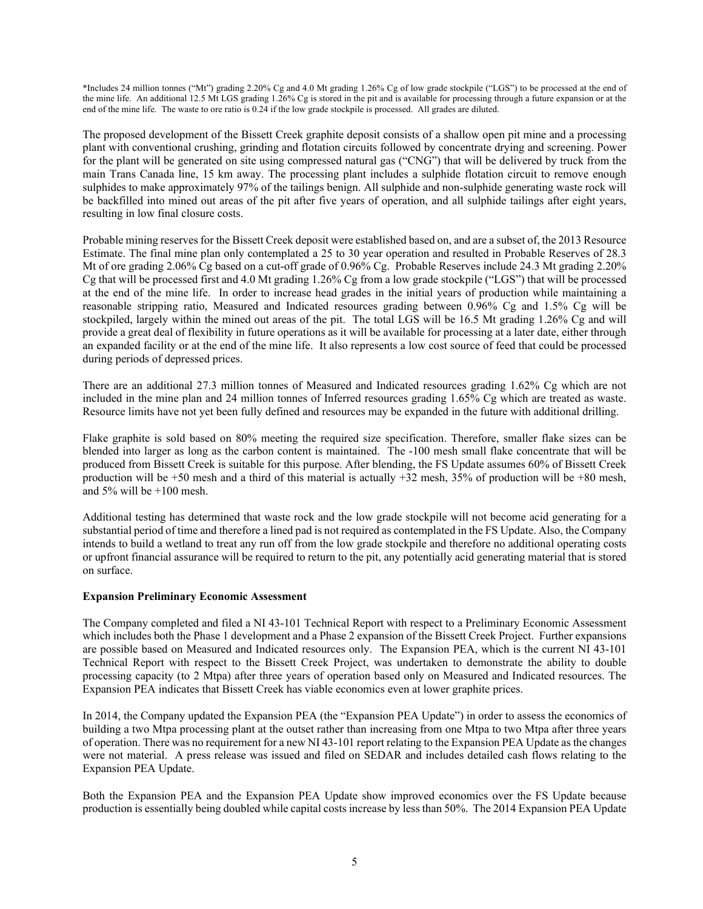*Includes 24 million tonnes ("Mt") grading 2.20% Cg and 4.0 Mt grading 1.26% Cg of low grade stockpile ("LGS") to be processed at the end of the mine life. An additional 12.5 Mt LGS grading 1.26% Cg is stored in the pit and is available for processing through a future expansion or at the end of the mine life. The waste to ore ratio is 0.24 if the low grade stockpile is processed. All grades are diluted.

The proposed development of the Bissett Creek graphite deposit consists of a shallow open pit mine and a processing plant with conventional crushing, grinding and flotation circuits followed by concentrate drying and screening. Power for the plant will be generated on site using compressed natural gas ("CNG") that will be delivered by truck from the main Trans Canada line, 15 km away. The processing plant includes a sulphide flotation circuit to remove enough sulphides to make approximately 97% of the tailings benign. All sulphide and non-sulphide generating waste rock will be backfilled into mined out areas of the pit after five years of operation, and all sulphide tailings after eight years, resulting in low final closure costs.

Probable mining reserves for the Bissett Creek deposit were established based on, and are a subset of, the 2013 Resource Estimate. The final mine plan only contemplated a 25 to 30 year operation and resulted in Probable Reserves of 28.3 Mt of ore grading 2.06% Cg based on a cut-off grade of 0.96% Cg. Probable Reserves include 24.3 Mt grading 2.20% Cg that will be processed first and 4.0 Mt grading 1.26% Cg from a low grade stockpile ("LGS") that will be processed at the end of the mine life. In order to increase head grades in the initial years of production while maintaining a reasonable stripping ratio, Measured and Indicated resources grading between 0.96% Cg and 1.5% Cg will be stockpiled, largely within the mined out areas of the pit. The total LGS will be 16.5 Mt grading 1.26% Cg and will provide a great deal of flexibility in future operations as it will be available for processing at a later date, either through an expanded facility or at the end of the mine life. It also represents a low cost source of feed that could be processed during periods of depressed prices.

There are an additional 27.3 million tonnes of Measured and Indicated resources grading 1.62% Cg which are not included in the mine plan and 24 million tonnes of Inferred resources grading 1.65% Cg which are treated as waste. Resource limits have not yet been fully defined and resources may be expanded in the future with additional drilling.

Flake graphite is sold based on 80% meeting the required size specification. Therefore, smaller flake sizes can be blended into larger as long as the carbon content is maintained. The -100 mesh small flake concentrate that will be produced from Bissett Creek is suitable for this purpose. After blending, the FS Update assumes 60% of Bissett Creek production will be +50 mesh and a third of this material is actually +32 mesh, 35% of production will be +80 mesh, and 5% will be +100 mesh.

Additional testing has determined that waste rock and the low grade stockpile will not become acid generating for a substantial period of time and therefore a lined pad is not required as contemplated in the FS Update. Also, the Company intends to build a wetland to treat any run off from the low grade stockpile and therefore no additional operating costs or upfront financial assurance will be required to return to the pit, any potentially acid generating material that is stored on surface.

**Expansion Preliminary Economic Assessment**

The Company completed and filed a NI 43-101 Technical Report with respect to a Preliminary Economic Assessment which includes both the Phase 1 development and a Phase 2 expansion of the Bissett Creek Project. Further expansions are possible based on Measured and Indicated resources only. The Expansion PEA, which is the current NI 43-101 Technical Report with respect to the Bissett Creek Project, was undertaken to demonstrate the ability to double processing capacity (to 2 Mtpa) after three years of operation based only on Measured and Indicated resources. The Expansion PEA indicates that Bissett Creek has viable economics even at lower graphite prices.

In 2014, the Company updated the Expansion PEA (the "Expansion PEA Update") in order to assess the economics of building a two Mtpa processing plant at the outset rather than increasing from one Mtpa to two Mtpa after three years of operation. There was no requirement for a new NI 43-101 report relating to the Expansion PEA Update as the changes were not material. A press release was issued and filed on SEDAR and includes detailed cash flows relating to the Expansion PEA Update.

Both the Expansion PEA and the Expansion PEA Update show improved economics over the FS Update because production is essentially being doubled while capital costs increase by less than 50%. The 2014 Expansion PEA Update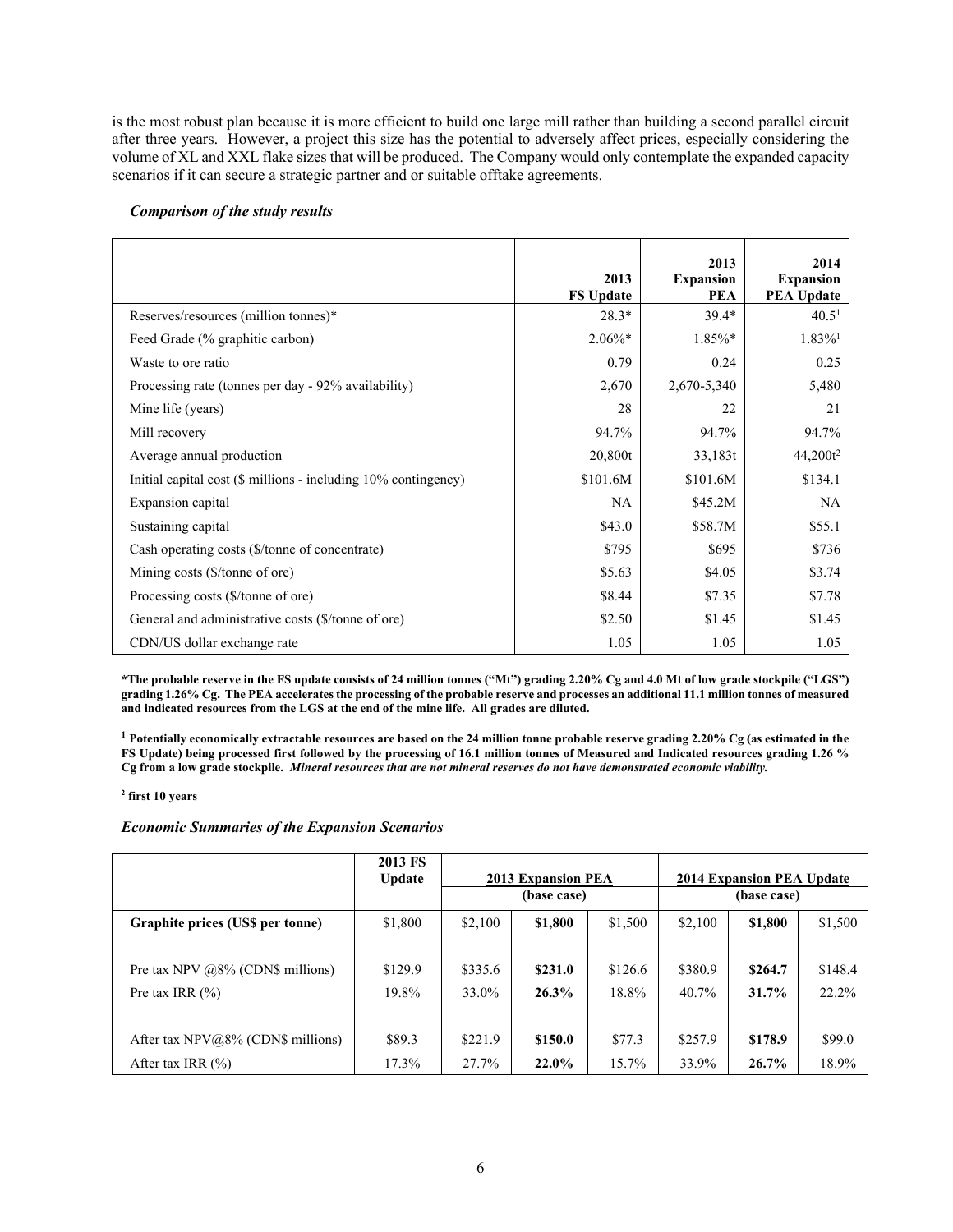is the most robust plan because it is more efficient to build one large mill rather than building a second parallel circuit after three years. However, a project this size has the potential to adversely affect prices, especially considering the volume of XL and XXL flake sizes that will be produced. The Company would only contemplate the expanded capacity scenarios if it can secure a strategic partner and or suitable offtake agreements.

***Comparison of the study results***

| | **2013 FS Update** | **2013 Expansion PEA** | **2014 Expansion PEA Update** |
|---|---|---|---|
| Reserves/resources (million tonnes)* | 28.3* | 39.4* | 40.5[1] |
| Feed Grade (% graphitic carbon) | 2.06%* | 1.85%* | 1.83%[1] |
| Waste to ore ratio | 0.79 | 0.24 | 0.25 |
| Processing rate (tonnes per day - 92% availability) | 2,670 | 2,670-5,340 | 5,480 |
| Mine life (years) | 28 | 22 | 21 |
| Mill recovery | 94.7% | 94.7% | 94.7% |
| Average annual production | 20,800t | 33,183t | 44,200t[2] |
| Initial capital cost ($ millions - including 10% contingency) | $101.6M | $101.6M | $134.1 |
| Expansion capital | NA | $45.2M | NA |
| Sustaining capital | $43.0 | $58.7M | $55.1 |
| Cash operating costs ($/tonne of concentrate) | $795 | $695 | $736 |
| Mining costs ($/tonne of ore) | $5.63 | $4.05 | $3.74 |
| Processing costs ($/tonne of ore) | $8.44 | $7.35 | $7.78 |
| General and administrative costs ($/tonne of ore) | $2.50 | $1.45 | $1.45 |
| CDN/US dollar exchange rate | 1.05 | 1.05 | 1.05 |

**\*The probable reserve in the FS update consists of 24 million tonnes ("Mt") grading 2.20% Cg and 4.0 Mt of low grade stockpile ("LGS") grading 1.26% Cg. The PEA accelerates the processing of the probable reserve and processes an additional 11.1 million tonnes of measured and indicated resources from the LGS at the end of the mine life. All grades are diluted.**

**[1] Potentially economically extractable resources are based on the 24 million tonne probable reserve grading 2.20% Cg (as estimated in the FS Update) being processed first followed by the processing of 16.1 million tonnes of Measured and Indicated resources grading 1.26 % Cg from a low grade stockpile. *Mineral resources that are not mineral reserves do not have demonstrated economic viability.***

**[2] first 10 years**

***Economic Summaries of the Expansion Scenarios***

| | **2013 FS Update** | **2013 Expansion PEA (base case)** | | | **2014 Expansion PEA Update (base case)** | | |
|---|---|---|---|---|---|---|---|
| **Graphite prices (US$ per tonne)** | $1,800 | $2,100 | **$1,800** | $1,500 | $2,100 | **$1,800** | $1,500 |
| Pre tax NPV @8% (CDN$ millions) | $129.9 | $335.6 | **$231.0** | $126.6 | $380.9 | **$264.7** | $148.4 |
| Pre tax IRR (%) | 19.8% | 33.0% | **26.3%** | 18.8% | 40.7% | **31.7%** | 22.2% |
| After tax NPV@8% (CDN$ millions) | $89.3 | $221.9 | **$150.0** | $77.3 | $257.9 | **$178.9** | $99.0 |
| After tax IRR (%) | 17.3% | 27.7% | **22.0%** | 15.7% | 33.9% | **26.7%** | 18.9% |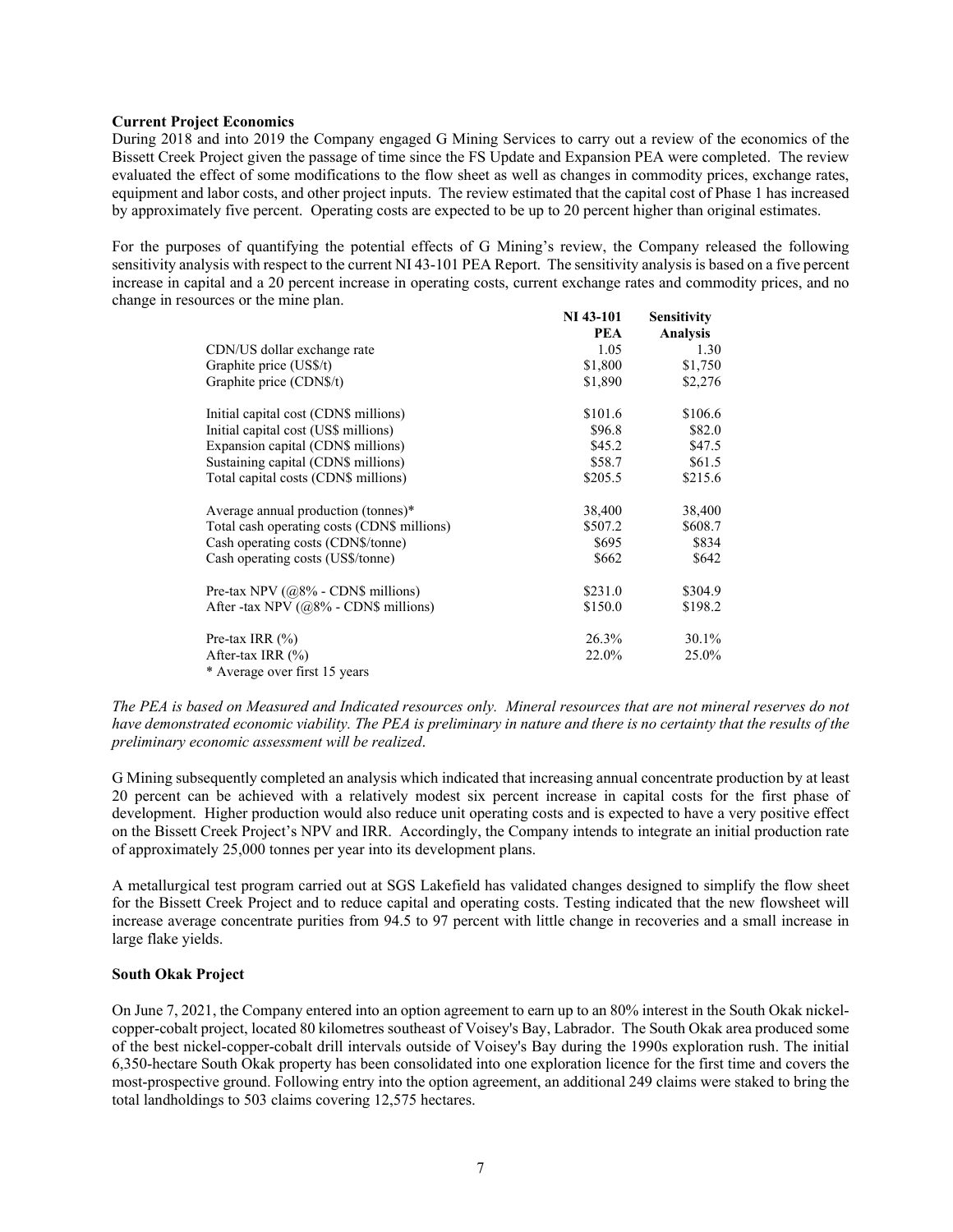**Current Project Economics**

During 2018 and into 2019 the Company engaged G Mining Services to carry out a review of the economics of the Bissett Creek Project given the passage of time since the FS Update and Expansion PEA were completed. The review evaluated the effect of some modifications to the flow sheet as well as changes in commodity prices, exchange rates, equipment and labor costs, and other project inputs. The review estimated that the capital cost of Phase 1 has increased by approximately five percent. Operating costs are expected to be up to 20 percent higher than original estimates.

For the purposes of quantifying the potential effects of G Mining's review, the Company released the following sensitivity analysis with respect to the current NI 43-101 PEA Report. The sensitivity analysis is based on a five percent increase in capital and a 20 percent increase in operating costs, current exchange rates and commodity prices, and no change in resources or the mine plan.

| | **NI 43-101 PEA** | **Sensitivity Analysis** |
|---|---|---|
| CDN/US dollar exchange rate | 1.05 | 1.30 |
| Graphite price (US$/t) | $1,800 | $1,750 |
| Graphite price (CDN$/t) | $1,890 | $2,276 |
| | | |
| Initial capital cost (CDN$ millions) | $101.6 | $106.6 |
| Initial capital cost (US$ millions) | $96.8 | $82.0 |
| Expansion capital (CDN$ millions) | $45.2 | $47.5 |
| Sustaining capital (CDN$ millions) | $58.7 | $61.5 |
| Total capital costs (CDN$ millions) | $205.5 | $215.6 |
| | | |
| Average annual production (tonnes)* | 38,400 | 38,400 |
| Total cash operating costs (CDN$ millions) | $507.2 | $608.7 |
| Cash operating costs (CDN$/tonne) | $695 | $834 |
| Cash operating costs (US$/tonne) | $662 | $642 |
| | | |
| Pre-tax NPV (@8% - CDN$ millions) | $231.0 | $304.9 |
| After -tax NPV (@8% - CDN$ millions) | $150.0 | $198.2 |
| | | |
| Pre-tax IRR (%) | 26.3% | 30.1% |
| After-tax IRR (%) | 22.0% | 25.0% |

\* Average over first 15 years

*The PEA is based on Measured and Indicated resources only. Mineral resources that are not mineral reserves do not have demonstrated economic viability. The PEA is preliminary in nature and there is no certainty that the results of the preliminary economic assessment will be realized.*

G Mining subsequently completed an analysis which indicated that increasing annual concentrate production by at least 20 percent can be achieved with a relatively modest six percent increase in capital costs for the first phase of development. Higher production would also reduce unit operating costs and is expected to have a very positive effect on the Bissett Creek Project's NPV and IRR. Accordingly, the Company intends to integrate an initial production rate of approximately 25,000 tonnes per year into its development plans.

A metallurgical test program carried out at SGS Lakefield has validated changes designed to simplify the flow sheet for the Bissett Creek Project and to reduce capital and operating costs. Testing indicated that the new flowsheet will increase average concentrate purities from 94.5 to 97 percent with little change in recoveries and a small increase in large flake yields.

**South Okak Project**

On June 7, 2021, the Company entered into an option agreement to earn up to an 80% interest in the South Okak nickel-copper-cobalt project, located 80 kilometres southeast of Voisey's Bay, Labrador. The South Okak area produced some of the best nickel-copper-cobalt drill intervals outside of Voisey's Bay during the 1990s exploration rush. The initial 6,350-hectare South Okak property has been consolidated into one exploration licence for the first time and covers the most-prospective ground. Following entry into the option agreement, an additional 249 claims were staked to bring the total landholdings to 503 claims covering 12,575 hectares.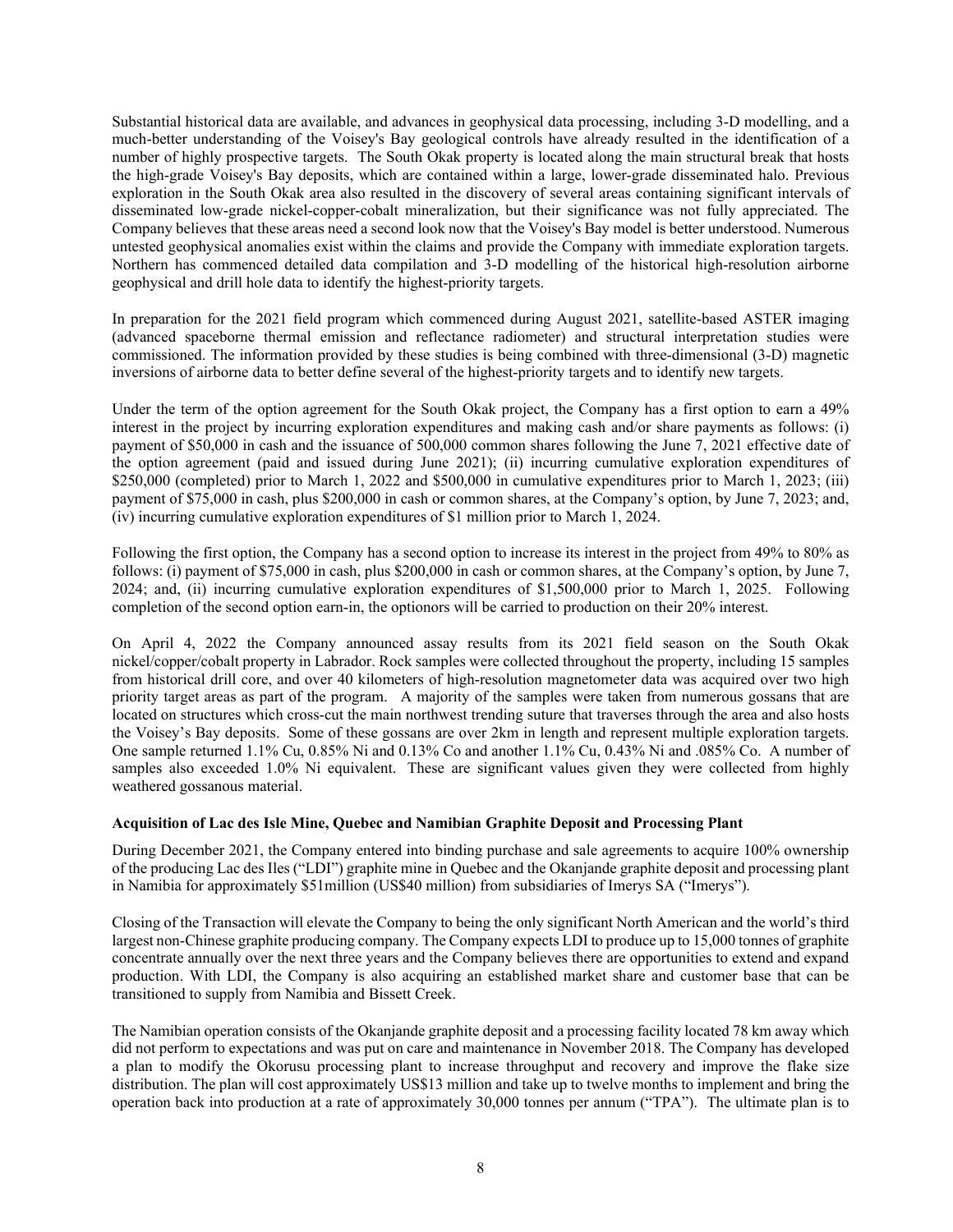Substantial historical data are available, and advances in geophysical data processing, including 3-D modelling, and a much-better understanding of the Voisey's Bay geological controls have already resulted in the identification of a number of highly prospective targets. The South Okak property is located along the main structural break that hosts the high-grade Voisey's Bay deposits, which are contained within a large, lower-grade disseminated halo. Previous exploration in the South Okak area also resulted in the discovery of several areas containing significant intervals of disseminated low-grade nickel-copper-cobalt mineralization, but their significance was not fully appreciated. The Company believes that these areas need a second look now that the Voisey's Bay model is better understood. Numerous untested geophysical anomalies exist within the claims and provide the Company with immediate exploration targets. Northern has commenced detailed data compilation and 3-D modelling of the historical high-resolution airborne geophysical and drill hole data to identify the highest-priority targets.

In preparation for the 2021 field program which commenced during August 2021, satellite-based ASTER imaging (advanced spaceborne thermal emission and reflectance radiometer) and structural interpretation studies were commissioned. The information provided by these studies is being combined with three-dimensional (3-D) magnetic inversions of airborne data to better define several of the highest-priority targets and to identify new targets.

Under the term of the option agreement for the South Okak project, the Company has a first option to earn a 49% interest in the project by incurring exploration expenditures and making cash and/or share payments as follows: (i) payment of $50,000 in cash and the issuance of 500,000 common shares following the June 7, 2021 effective date of the option agreement (paid and issued during June 2021); (ii) incurring cumulative exploration expenditures of $250,000 (completed) prior to March 1, 2022 and $500,000 in cumulative expenditures prior to March 1, 2023; (iii) payment of $75,000 in cash, plus $200,000 in cash or common shares, at the Company's option, by June 7, 2023; and, (iv) incurring cumulative exploration expenditures of $1 million prior to March 1, 2024.

Following the first option, the Company has a second option to increase its interest in the project from 49% to 80% as follows: (i) payment of $75,000 in cash, plus $200,000 in cash or common shares, at the Company's option, by June 7, 2024; and, (ii) incurring cumulative exploration expenditures of $1,500,000 prior to March 1, 2025. Following completion of the second option earn-in, the optionors will be carried to production on their 20% interest.

On April 4, 2022 the Company announced assay results from its 2021 field season on the South Okak nickel/copper/cobalt property in Labrador. Rock samples were collected throughout the property, including 15 samples from historical drill core, and over 40 kilometers of high-resolution magnetometer data was acquired over two high priority target areas as part of the program. A majority of the samples were taken from numerous gossans that are located on structures which cross-cut the main northwest trending suture that traverses through the area and also hosts the Voisey's Bay deposits. Some of these gossans are over 2km in length and represent multiple exploration targets. One sample returned 1.1% Cu, 0.85% Ni and 0.13% Co and another 1.1% Cu, 0.43% Ni and .085% Co. A number of samples also exceeded 1.0% Ni equivalent. These are significant values given they were collected from highly weathered gossanous material.

**Acquisition of Lac des Isle Mine, Quebec and Namibian Graphite Deposit and Processing Plant**

During December 2021, the Company entered into binding purchase and sale agreements to acquire 100% ownership of the producing Lac des Iles ("LDI") graphite mine in Quebec and the Okanjande graphite deposit and processing plant in Namibia for approximately $51million (US$40 million) from subsidiaries of Imerys SA ("Imerys").

Closing of the Transaction will elevate the Company to being the only significant North American and the world's third largest non-Chinese graphite producing company. The Company expects LDI to produce up to 15,000 tonnes of graphite concentrate annually over the next three years and the Company believes there are opportunities to extend and expand production. With LDI, the Company is also acquiring an established market share and customer base that can be transitioned to supply from Namibia and Bissett Creek.

The Namibian operation consists of the Okanjande graphite deposit and a processing facility located 78 km away which did not perform to expectations and was put on care and maintenance in November 2018. The Company has developed a plan to modify the Okorusu processing plant to increase throughput and recovery and improve the flake size distribution. The plan will cost approximately US$13 million and take up to twelve months to implement and bring the operation back into production at a rate of approximately 30,000 tonnes per annum ("TPA"). The ultimate plan is to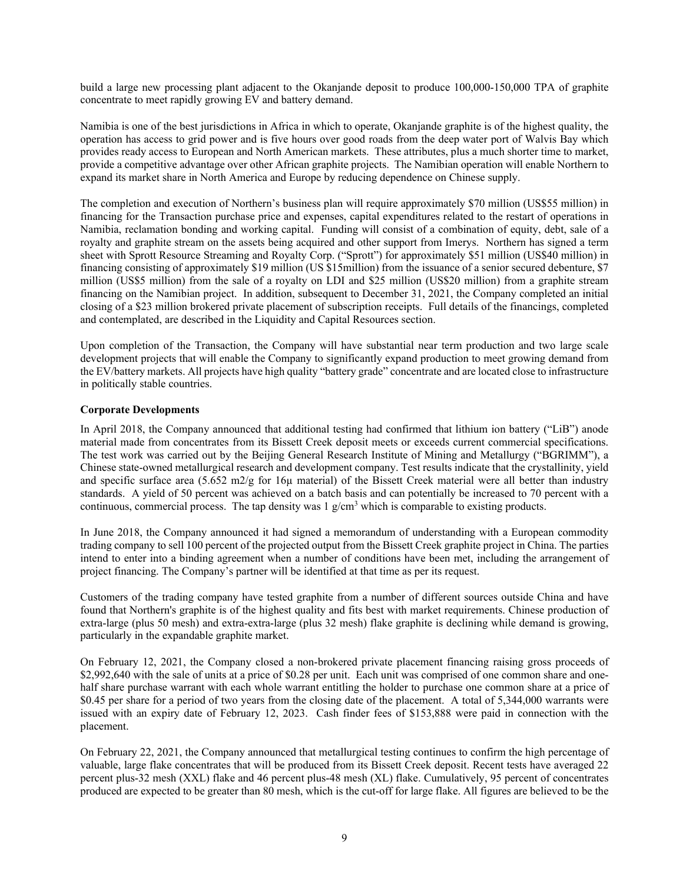build a large new processing plant adjacent to the Okanjande deposit to produce 100,000-150,000 TPA of graphite concentrate to meet rapidly growing EV and battery demand.

Namibia is one of the best jurisdictions in Africa in which to operate, Okanjande graphite is of the highest quality, the operation has access to grid power and is five hours over good roads from the deep water port of Walvis Bay which provides ready access to European and North American markets. These attributes, plus a much shorter time to market, provide a competitive advantage over other African graphite projects. The Namibian operation will enable Northern to expand its market share in North America and Europe by reducing dependence on Chinese supply.

The completion and execution of Northern's business plan will require approximately $70 million (US$55 million) in financing for the Transaction purchase price and expenses, capital expenditures related to the restart of operations in Namibia, reclamation bonding and working capital. Funding will consist of a combination of equity, debt, sale of a royalty and graphite stream on the assets being acquired and other support from Imerys. Northern has signed a term sheet with Sprott Resource Streaming and Royalty Corp. ("Sprott") for approximately $51 million (US$40 million) in financing consisting of approximately $19 million (US $15million) from the issuance of a senior secured debenture, $7 million (US$5 million) from the sale of a royalty on LDI and $25 million (US$20 million) from a graphite stream financing on the Namibian project. In addition, subsequent to December 31, 2021, the Company completed an initial closing of a $23 million brokered private placement of subscription receipts. Full details of the financings, completed and contemplated, are described in the Liquidity and Capital Resources section.

Upon completion of the Transaction, the Company will have substantial near term production and two large scale development projects that will enable the Company to significantly expand production to meet growing demand from the EV/battery markets. All projects have high quality "battery grade" concentrate and are located close to infrastructure in politically stable countries.

**Corporate Developments**

In April 2018, the Company announced that additional testing had confirmed that lithium ion battery ("LiB") anode material made from concentrates from its Bissett Creek deposit meets or exceeds current commercial specifications. The test work was carried out by the Beijing General Research Institute of Mining and Metallurgy ("BGRIMM"), a Chinese state-owned metallurgical research and development company. Test results indicate that the crystallinity, yield and specific surface area (5.652 m2/g for 16μ material) of the Bissett Creek material were all better than industry standards. A yield of 50 percent was achieved on a batch basis and can potentially be increased to 70 percent with a continuous, commercial process. The tap density was 1 $g/cm^3$ which is comparable to existing products.

In June 2018, the Company announced it had signed a memorandum of understanding with a European commodity trading company to sell 100 percent of the projected output from the Bissett Creek graphite project in China. The parties intend to enter into a binding agreement when a number of conditions have been met, including the arrangement of project financing. The Company's partner will be identified at that time as per its request.

Customers of the trading company have tested graphite from a number of different sources outside China and have found that Northern's graphite is of the highest quality and fits best with market requirements. Chinese production of extra-large (plus 50 mesh) and extra-extra-large (plus 32 mesh) flake graphite is declining while demand is growing, particularly in the expandable graphite market.

On February 12, 2021, the Company closed a non-brokered private placement financing raising gross proceeds of $2,992,640 with the sale of units at a price of $0.28 per unit. Each unit was comprised of one common share and one-half share purchase warrant with each whole warrant entitling the holder to purchase one common share at a price of $0.45 per share for a period of two years from the closing date of the placement. A total of 5,344,000 warrants were issued with an expiry date of February 12, 2023. Cash finder fees of $153,888 were paid in connection with the placement.

On February 22, 2021, the Company announced that metallurgical testing continues to confirm the high percentage of valuable, large flake concentrates that will be produced from its Bissett Creek deposit. Recent tests have averaged 22 percent plus-32 mesh (XXL) flake and 46 percent plus-48 mesh (XL) flake. Cumulatively, 95 percent of concentrates produced are expected to be greater than 80 mesh, which is the cut-off for large flake. All figures are believed to be the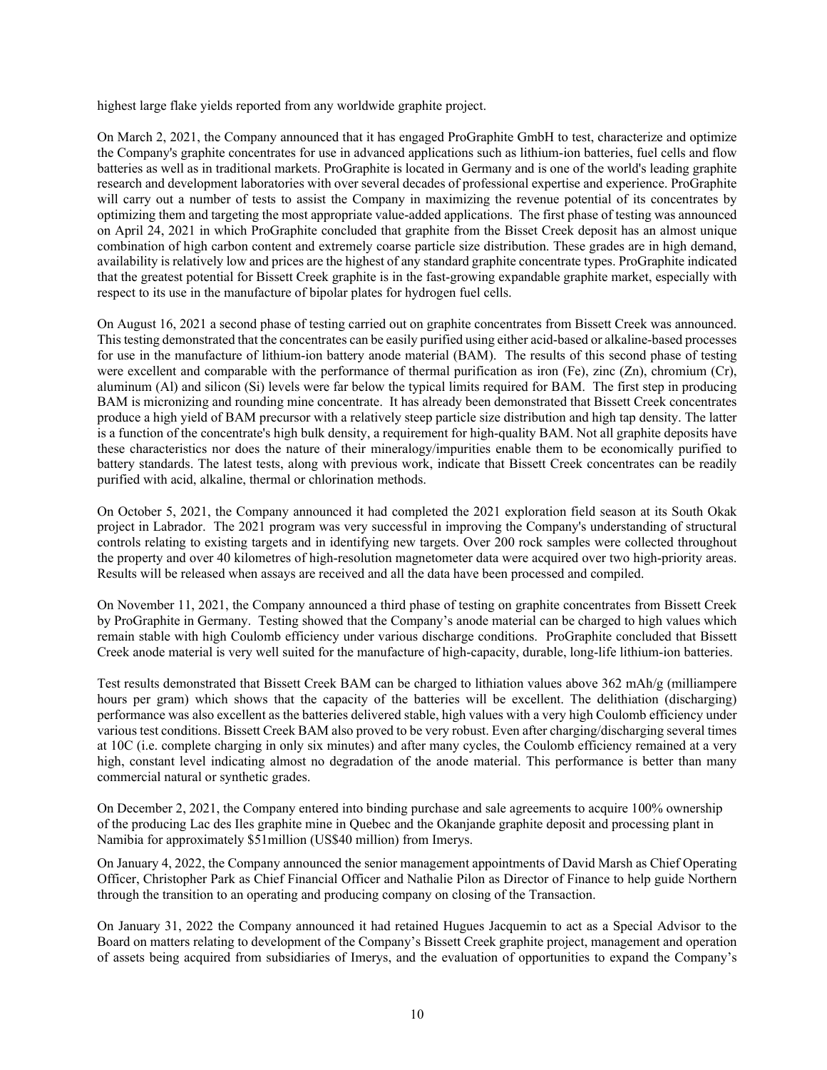highest large flake yields reported from any worldwide graphite project.

On March 2, 2021, the Company announced that it has engaged ProGraphite GmbH to test, characterize and optimize the Company's graphite concentrates for use in advanced applications such as lithium-ion batteries, fuel cells and flow batteries as well as in traditional markets. ProGraphite is located in Germany and is one of the world's leading graphite research and development laboratories with over several decades of professional expertise and experience. ProGraphite will carry out a number of tests to assist the Company in maximizing the revenue potential of its concentrates by optimizing them and targeting the most appropriate value-added applications. The first phase of testing was announced on April 24, 2021 in which ProGraphite concluded that graphite from the Bisset Creek deposit has an almost unique combination of high carbon content and extremely coarse particle size distribution. These grades are in high demand, availability is relatively low and prices are the highest of any standard graphite concentrate types. ProGraphite indicated that the greatest potential for Bissett Creek graphite is in the fast-growing expandable graphite market, especially with respect to its use in the manufacture of bipolar plates for hydrogen fuel cells.

On August 16, 2021 a second phase of testing carried out on graphite concentrates from Bissett Creek was announced. This testing demonstrated that the concentrates can be easily purified using either acid-based or alkaline-based processes for use in the manufacture of lithium-ion battery anode material (BAM). The results of this second phase of testing were excellent and comparable with the performance of thermal purification as iron (Fe), zinc (Zn), chromium (Cr), aluminum (Al) and silicon (Si) levels were far below the typical limits required for BAM. The first step in producing BAM is micronizing and rounding mine concentrate. It has already been demonstrated that Bissett Creek concentrates produce a high yield of BAM precursor with a relatively steep particle size distribution and high tap density. The latter is a function of the concentrate's high bulk density, a requirement for high-quality BAM. Not all graphite deposits have these characteristics nor does the nature of their mineralogy/impurities enable them to be economically purified to battery standards. The latest tests, along with previous work, indicate that Bissett Creek concentrates can be readily purified with acid, alkaline, thermal or chlorination methods.

On October 5, 2021, the Company announced it had completed the 2021 exploration field season at its South Okak project in Labrador. The 2021 program was very successful in improving the Company's understanding of structural controls relating to existing targets and in identifying new targets. Over 200 rock samples were collected throughout the property and over 40 kilometres of high-resolution magnetometer data were acquired over two high-priority areas. Results will be released when assays are received and all the data have been processed and compiled.

On November 11, 2021, the Company announced a third phase of testing on graphite concentrates from Bissett Creek by ProGraphite in Germany. Testing showed that the Company's anode material can be charged to high values which remain stable with high Coulomb efficiency under various discharge conditions. ProGraphite concluded that Bissett Creek anode material is very well suited for the manufacture of high-capacity, durable, long-life lithium-ion batteries.

Test results demonstrated that Bissett Creek BAM can be charged to lithiation values above 362 mAh/g (milliampere hours per gram) which shows that the capacity of the batteries will be excellent. The delithiation (discharging) performance was also excellent as the batteries delivered stable, high values with a very high Coulomb efficiency under various test conditions. Bissett Creek BAM also proved to be very robust. Even after charging/discharging several times at 10C (i.e. complete charging in only six minutes) and after many cycles, the Coulomb efficiency remained at a very high, constant level indicating almost no degradation of the anode material. This performance is better than many commercial natural or synthetic grades.

On December 2, 2021, the Company entered into binding purchase and sale agreements to acquire 100% ownership of the producing Lac des Iles graphite mine in Quebec and the Okanjande graphite deposit and processing plant in Namibia for approximately $51million (US$40 million) from Imerys.

On January 4, 2022, the Company announced the senior management appointments of David Marsh as Chief Operating Officer, Christopher Park as Chief Financial Officer and Nathalie Pilon as Director of Finance to help guide Northern through the transition to an operating and producing company on closing of the Transaction.

On January 31, 2022 the Company announced it had retained Hugues Jacquemin to act as a Special Advisor to the Board on matters relating to development of the Company's Bissett Creek graphite project, management and operation of assets being acquired from subsidiaries of Imerys, and the evaluation of opportunities to expand the Company's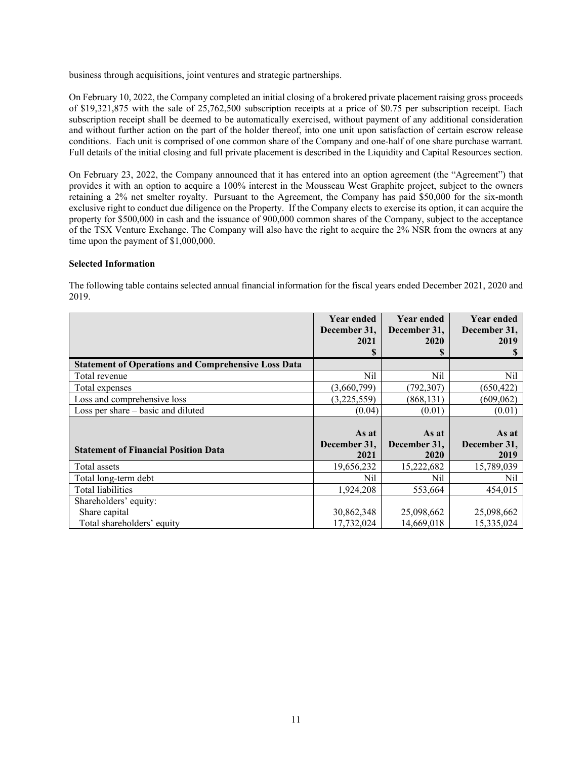business through acquisitions, joint ventures and strategic partnerships.

On February 10, 2022, the Company completed an initial closing of a brokered private placement raising gross proceeds of $19,321,875 with the sale of 25,762,500 subscription receipts at a price of $0.75 per subscription receipt. Each subscription receipt shall be deemed to be automatically exercised, without payment of any additional consideration and without further action on the part of the holder thereof, into one unit upon satisfaction of certain escrow release conditions. Each unit is comprised of one common share of the Company and one-half of one share purchase warrant. Full details of the initial closing and full private placement is described in the Liquidity and Capital Resources section.

On February 23, 2022, the Company announced that it has entered into an option agreement (the "Agreement") that provides it with an option to acquire a 100% interest in the Mousseau West Graphite project, subject to the owners retaining a 2% net smelter royalty. Pursuant to the Agreement, the Company has paid $50,000 for the six-month exclusive right to conduct due diligence on the Property. If the Company elects to exercise its option, it can acquire the property for $500,000 in cash and the issuance of 900,000 common shares of the Company, subject to the acceptance of the TSX Venture Exchange. The Company will also have the right to acquire the 2% NSR from the owners at any time upon the payment of $1,000,000.

**Selected Information**

The following table contains selected annual financial information for the fiscal years ended December 2021, 2020 and 2019.

| | Year ended December 31, 2021 $ | Year ended December 31, 2020 $ | Year ended December 31, 2019 $ |
|---|---|---|---|
| **Statement of Operations and Comprehensive Loss Data** | | | |
| Total revenue | Nil | Nil | Nil |
| Total expenses | (3,660,799) | (792,307) | (650,422) |
| Loss and comprehensive loss | (3,225,559) | (868,131) | (609,062) |
| Loss per share – basic and diluted | (0.04) | (0.01) | (0.01) |
| **Statement of Financial Position Data** | **As at December 31, 2021** | **As at December 31, 2020** | **As at December 31, 2019** |
| Total assets | 19,656,232 | 15,222,682 | 15,789,039 |
| Total long-term debt | Nil | Nil | Nil |
| Total liabilities | 1,924,208 | 553,664 | 454,015 |
| Shareholders' equity: | | | |
| Share capital | 30,862,348 | 25,098,662 | 25,098,662 |
| Total shareholders' equity | 17,732,024 | 14,669,018 | 15,335,024 |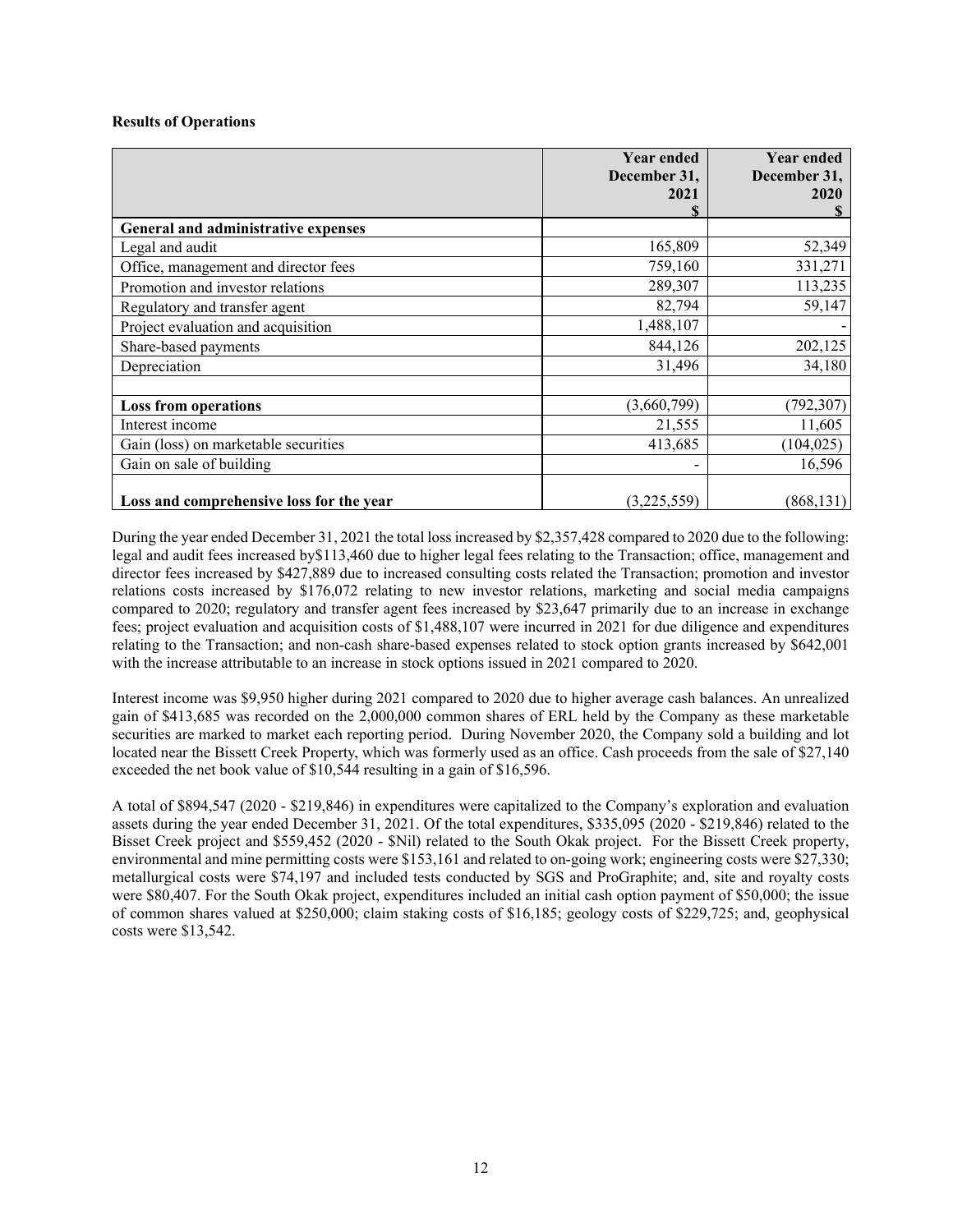**Results of Operations**

| | Year ended December 31, 2021 $ | Year ended December 31, 2020 $ |
|---|---|---|
| **General and administrative expenses** | | |
| Legal and audit | 165,809 | 52,349 |
| Office, management and director fees | 759,160 | 331,271 |
| Promotion and investor relations | 289,307 | 113,235 |
| Regulatory and transfer agent | 82,794 | 59,147 |
| Project evaluation and acquisition | 1,488,107 | - |
| Share-based payments | 844,126 | 202,125 |
| Depreciation | 31,496 | 34,180 |
| | | |
| **Loss from operations** | (3,660,799) | (792,307) |
| Interest income | 21,555 | 11,605 |
| Gain (loss) on marketable securities | 413,685 | (104,025) |
| Gain on sale of building | - | 16,596 |
| **Loss and comprehensive loss for the year** | (3,225,559) | (868,131) |

During the year ended December 31, 2021 the total loss increased by $2,357,428 compared to 2020 due to the following: legal and audit fees increased by$113,460 due to higher legal fees relating to the Transaction; office, management and director fees increased by $427,889 due to increased consulting costs related the Transaction; promotion and investor relations costs increased by $176,072 relating to new investor relations, marketing and social media campaigns compared to 2020; regulatory and transfer agent fees increased by $23,647 primarily due to an increase in exchange fees; project evaluation and acquisition costs of $1,488,107 were incurred in 2021 for due diligence and expenditures relating to the Transaction; and non-cash share-based expenses related to stock option grants increased by $642,001 with the increase attributable to an increase in stock options issued in 2021 compared to 2020.

Interest income was $9,950 higher during 2021 compared to 2020 due to higher average cash balances. An unrealized gain of $413,685 was recorded on the 2,000,000 common shares of ERL held by the Company as these marketable securities are marked to market each reporting period. During November 2020, the Company sold a building and lot located near the Bissett Creek Property, which was formerly used as an office. Cash proceeds from the sale of $27,140 exceeded the net book value of $10,544 resulting in a gain of $16,596.

A total of $894,547 (2020 - $219,846) in expenditures were capitalized to the Company's exploration and evaluation assets during the year ended December 31, 2021. Of the total expenditures, $335,095 (2020 - $219,846) related to the Bisset Creek project and $559,452 (2020 - $Nil) related to the South Okak project. For the Bissett Creek property, environmental and mine permitting costs were $153,161 and related to on-going work; engineering costs were $27,330; metallurgical costs were $74,197 and included tests conducted by SGS and ProGraphite; and, site and royalty costs were $80,407. For the South Okak project, expenditures included an initial cash option payment of $50,000; the issue of common shares valued at $250,000; claim staking costs of $16,185; geology costs of $229,725; and, geophysical costs were $13,542.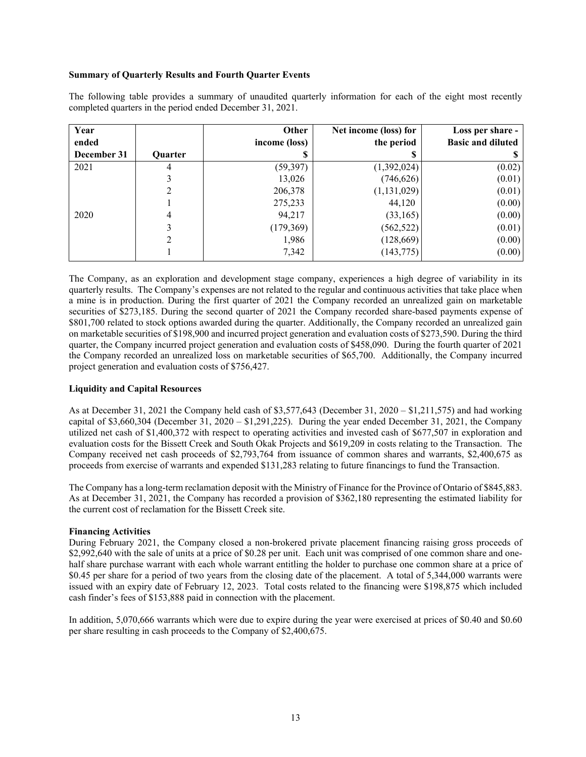**Summary of Quarterly Results and Fourth Quarter Events**

The following table provides a summary of unaudited quarterly information for each of the eight most recently completed quarters in the period ended December 31, 2021.

| Year ended December 31 | Quarter | Other income (loss) $ | Net income (loss) for the period $ | Loss per share - Basic and diluted $ |
|---|---|---|---|---|
| 2021 | 4 | (59,397) | (1,392,024) | (0.02) |
| | 3 | 13,026 | (746,626) | (0.01) |
| | 2 | 206,378 | (1,131,029) | (0.01) |
| | 1 | 275,233 | 44,120 | (0.00) |
| 2020 | 4 | 94,217 | (33,165) | (0.00) |
| | 3 | (179,369) | (562,522) | (0.01) |
| | 2 | 1,986 | (128,669) | (0.00) |
| | 1 | 7,342 | (143,775) | (0.00) |

The Company, as an exploration and development stage company, experiences a high degree of variability in its quarterly results. The Company's expenses are not related to the regular and continuous activities that take place when a mine is in production. During the first quarter of 2021 the Company recorded an unrealized gain on marketable securities of $273,185. During the second quarter of 2021 the Company recorded share-based payments expense of $801,700 related to stock options awarded during the quarter. Additionally, the Company recorded an unrealized gain on marketable securities of $198,900 and incurred project generation and evaluation costs of $273,590. During the third quarter, the Company incurred project generation and evaluation costs of $458,090. During the fourth quarter of 2021 the Company recorded an unrealized loss on marketable securities of $65,700. Additionally, the Company incurred project generation and evaluation costs of $756,427.

**Liquidity and Capital Resources**

As at December 31, 2021 the Company held cash of $3,577,643 (December 31, 2020 – $1,211,575) and had working capital of $3,660,304 (December 31, 2020 – $1,291,225). During the year ended December 31, 2021, the Company utilized net cash of $1,400,372 with respect to operating activities and invested cash of $677,507 in exploration and evaluation costs for the Bissett Creek and South Okak Projects and $619,209 in costs relating to the Transaction. The Company received net cash proceeds of $2,793,764 from issuance of common shares and warrants, $2,400,675 as proceeds from exercise of warrants and expended $131,283 relating to future financings to fund the Transaction.

The Company has a long-term reclamation deposit with the Ministry of Finance for the Province of Ontario of $845,883. As at December 31, 2021, the Company has recorded a provision of $362,180 representing the estimated liability for the current cost of reclamation for the Bissett Creek site.

**Financing Activities**

During February 2021, the Company closed a non-brokered private placement financing raising gross proceeds of $2,992,640 with the sale of units at a price of $0.28 per unit. Each unit was comprised of one common share and one-half share purchase warrant with each whole warrant entitling the holder to purchase one common share at a price of $0.45 per share for a period of two years from the closing date of the placement. A total of 5,344,000 warrants were issued with an expiry date of February 12, 2023. Total costs related to the financing were $198,875 which included cash finder's fees of $153,888 paid in connection with the placement.

In addition, 5,070,666 warrants which were due to expire during the year were exercised at prices of $0.40 and $0.60 per share resulting in cash proceeds to the Company of $2,400,675.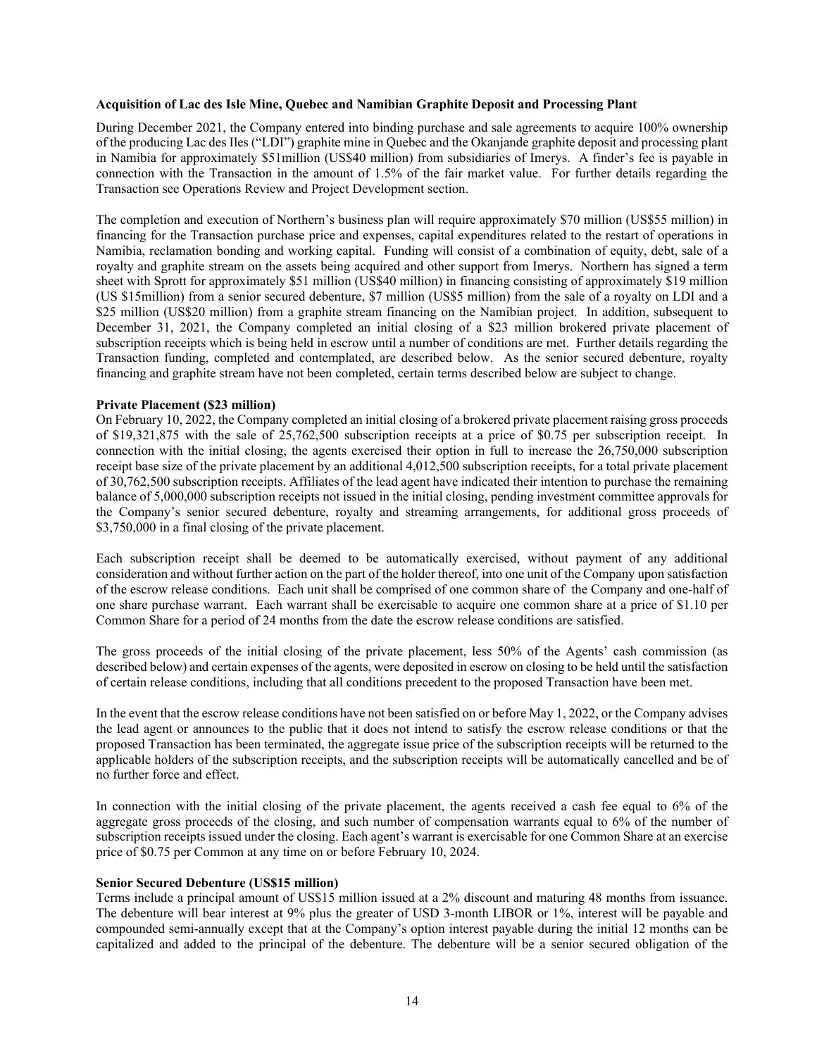**Acquisition of Lac des Isle Mine, Quebec and Namibian Graphite Deposit and Processing Plant**

During December 2021, the Company entered into binding purchase and sale agreements to acquire 100% ownership of the producing Lac des Iles ("LDI") graphite mine in Quebec and the Okanjande graphite deposit and processing plant in Namibia for approximately $51million (US$40 million) from subsidiaries of Imerys. A finder's fee is payable in connection with the Transaction in the amount of 1.5% of the fair market value. For further details regarding the Transaction see Operations Review and Project Development section.

The completion and execution of Northern's business plan will require approximately $70 million (US$55 million) in financing for the Transaction purchase price and expenses, capital expenditures related to the restart of operations in Namibia, reclamation bonding and working capital. Funding will consist of a combination of equity, debt, sale of a royalty and graphite stream on the assets being acquired and other support from Imerys. Northern has signed a term sheet with Sprott for approximately $51 million (US$40 million) in financing consisting of approximately $19 million (US $15million) from a senior secured debenture, $7 million (US$5 million) from the sale of a royalty on LDI and a $25 million (US$20 million) from a graphite stream financing on the Namibian project. In addition, subsequent to December 31, 2021, the Company completed an initial closing of a $23 million brokered private placement of subscription receipts which is being held in escrow until a number of conditions are met. Further details regarding the Transaction funding, completed and contemplated, are described below. As the senior secured debenture, royalty financing and graphite stream have not been completed, certain terms described below are subject to change.

**Private Placement ($23 million)**

On February 10, 2022, the Company completed an initial closing of a brokered private placement raising gross proceeds of $19,321,875 with the sale of 25,762,500 subscription receipts at a price of $0.75 per subscription receipt. In connection with the initial closing, the agents exercised their option in full to increase the 26,750,000 subscription receipt base size of the private placement by an additional 4,012,500 subscription receipts, for a total private placement of 30,762,500 subscription receipts. Affiliates of the lead agent have indicated their intention to purchase the remaining balance of 5,000,000 subscription receipts not issued in the initial closing, pending investment committee approvals for the Company's senior secured debenture, royalty and streaming arrangements, for additional gross proceeds of $3,750,000 in a final closing of the private placement.

Each subscription receipt shall be deemed to be automatically exercised, without payment of any additional consideration and without further action on the part of the holder thereof, into one unit of the Company upon satisfaction of the escrow release conditions. Each unit shall be comprised of one common share of the Company and one-half of one share purchase warrant. Each warrant shall be exercisable to acquire one common share at a price of $1.10 per Common Share for a period of 24 months from the date the escrow release conditions are satisfied.

The gross proceeds of the initial closing of the private placement, less 50% of the Agents' cash commission (as described below) and certain expenses of the agents, were deposited in escrow on closing to be held until the satisfaction of certain release conditions, including that all conditions precedent to the proposed Transaction have been met.

In the event that the escrow release conditions have not been satisfied on or before May 1, 2022, or the Company advises the lead agent or announces to the public that it does not intend to satisfy the escrow release conditions or that the proposed Transaction has been terminated, the aggregate issue price of the subscription receipts will be returned to the applicable holders of the subscription receipts, and the subscription receipts will be automatically cancelled and be of no further force and effect.

In connection with the initial closing of the private placement, the agents received a cash fee equal to 6% of the aggregate gross proceeds of the closing, and such number of compensation warrants equal to 6% of the number of subscription receipts issued under the closing. Each agent's warrant is exercisable for one Common Share at an exercise price of $0.75 per Common at any time on or before February 10, 2024.

**Senior Secured Debenture (US$15 million)**

Terms include a principal amount of US$15 million issued at a 2% discount and maturing 48 months from issuance. The debenture will bear interest at 9% plus the greater of USD 3-month LIBOR or 1%, interest will be payable and compounded semi-annually except that at the Company's option interest payable during the initial 12 months can be capitalized and added to the principal of the debenture. The debenture will be a senior secured obligation of the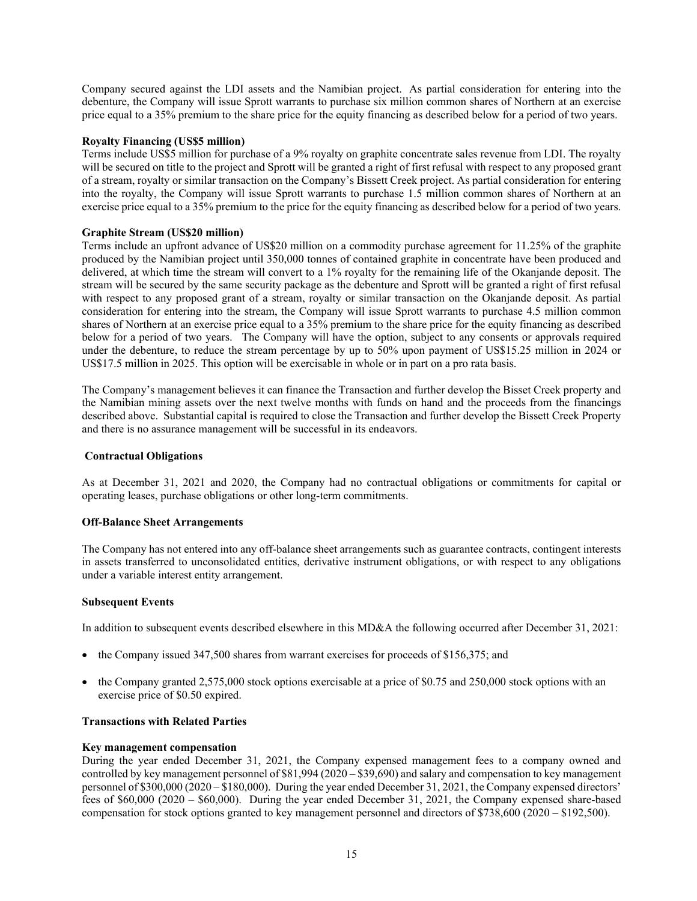Company secured against the LDI assets and the Namibian project. As partial consideration for entering into the debenture, the Company will issue Sprott warrants to purchase six million common shares of Northern at an exercise price equal to a 35% premium to the share price for the equity financing as described below for a period of two years.

**Royalty Financing (US$5 million)**

Terms include US$5 million for purchase of a 9% royalty on graphite concentrate sales revenue from LDI. The royalty will be secured on title to the project and Sprott will be granted a right of first refusal with respect to any proposed grant of a stream, royalty or similar transaction on the Company's Bissett Creek project. As partial consideration for entering into the royalty, the Company will issue Sprott warrants to purchase 1.5 million common shares of Northern at an exercise price equal to a 35% premium to the price for the equity financing as described below for a period of two years.

**Graphite Stream (US$20 million)**

Terms include an upfront advance of US$20 million on a commodity purchase agreement for 11.25% of the graphite produced by the Namibian project until 350,000 tonnes of contained graphite in concentrate have been produced and delivered, at which time the stream will convert to a 1% royalty for the remaining life of the Okanjande deposit. The stream will be secured by the same security package as the debenture and Sprott will be granted a right of first refusal with respect to any proposed grant of a stream, royalty or similar transaction on the Okanjande deposit. As partial consideration for entering into the stream, the Company will issue Sprott warrants to purchase 4.5 million common shares of Northern at an exercise price equal to a 35% premium to the share price for the equity financing as described below for a period of two years. The Company will have the option, subject to any consents or approvals required under the debenture, to reduce the stream percentage by up to 50% upon payment of US$15.25 million in 2024 or US$17.5 million in 2025. This option will be exercisable in whole or in part on a pro rata basis.

The Company's management believes it can finance the Transaction and further develop the Bisset Creek property and the Namibian mining assets over the next twelve months with funds on hand and the proceeds from the financings described above. Substantial capital is required to close the Transaction and further develop the Bissett Creek Property and there is no assurance management will be successful in its endeavors.

**Contractual Obligations**

As at December 31, 2021 and 2020, the Company had no contractual obligations or commitments for capital or operating leases, purchase obligations or other long-term commitments.

**Off-Balance Sheet Arrangements**

The Company has not entered into any off-balance sheet arrangements such as guarantee contracts, contingent interests in assets transferred to unconsolidated entities, derivative instrument obligations, or with respect to any obligations under a variable interest entity arrangement.

**Subsequent Events**

In addition to subsequent events described elsewhere in this MD&A the following occurred after December 31, 2021:

- the Company issued 347,500 shares from warrant exercises for proceeds of $156,375; and
- the Company granted 2,575,000 stock options exercisable at a price of $0.75 and 250,000 stock options with an exercise price of $0.50 expired.

**Transactions with Related Parties**

**Key management compensation**

During the year ended December 31, 2021, the Company expensed management fees to a company owned and controlled by key management personnel of $81,994 (2020 – $39,690) and salary and compensation to key management personnel of $300,000 (2020 – $180,000). During the year ended December 31, 2021, the Company expensed directors' fees of $60,000 (2020 – $60,000). During the year ended December 31, 2021, the Company expensed share-based compensation for stock options granted to key management personnel and directors of $738,600 (2020 – $192,500).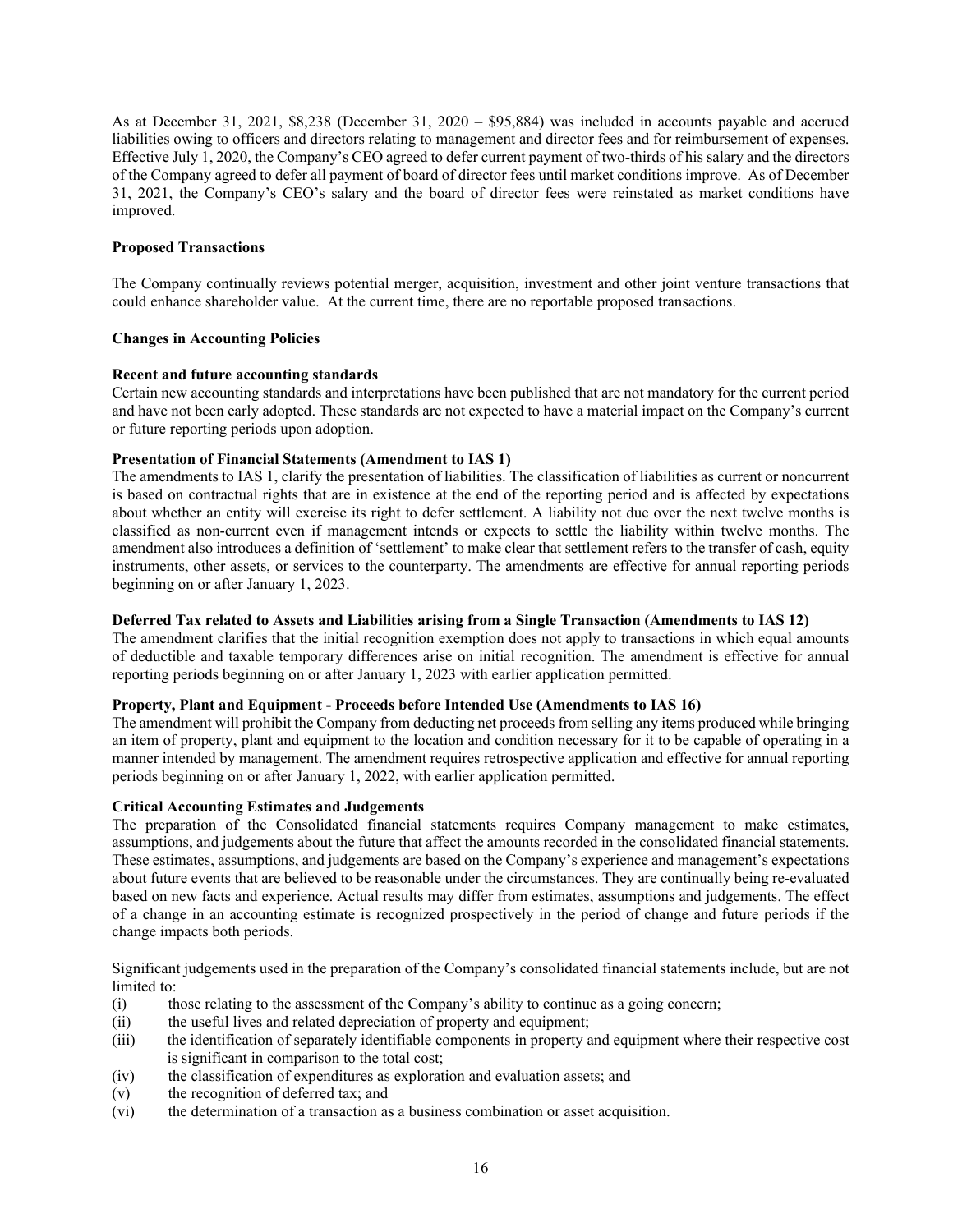As at December 31, 2021, $8,238 (December 31, 2020 – $95,884) was included in accounts payable and accrued liabilities owing to officers and directors relating to management and director fees and for reimbursement of expenses. Effective July 1, 2020, the Company's CEO agreed to defer current payment of two-thirds of his salary and the directors of the Company agreed to defer all payment of board of director fees until market conditions improve. As of December 31, 2021, the Company's CEO's salary and the board of director fees were reinstated as market conditions have improved.

**Proposed Transactions**

The Company continually reviews potential merger, acquisition, investment and other joint venture transactions that could enhance shareholder value. At the current time, there are no reportable proposed transactions.

**Changes in Accounting Policies**

**Recent and future accounting standards**

Certain new accounting standards and interpretations have been published that are not mandatory for the current period and have not been early adopted. These standards are not expected to have a material impact on the Company's current or future reporting periods upon adoption.

**Presentation of Financial Statements (Amendment to IAS 1)**

The amendments to IAS 1, clarify the presentation of liabilities. The classification of liabilities as current or noncurrent is based on contractual rights that are in existence at the end of the reporting period and is affected by expectations about whether an entity will exercise its right to defer settlement. A liability not due over the next twelve months is classified as non-current even if management intends or expects to settle the liability within twelve months. The amendment also introduces a definition of 'settlement' to make clear that settlement refers to the transfer of cash, equity instruments, other assets, or services to the counterparty. The amendments are effective for annual reporting periods beginning on or after January 1, 2023.

**Deferred Tax related to Assets and Liabilities arising from a Single Transaction (Amendments to IAS 12)**

The amendment clarifies that the initial recognition exemption does not apply to transactions in which equal amounts of deductible and taxable temporary differences arise on initial recognition. The amendment is effective for annual reporting periods beginning on or after January 1, 2023 with earlier application permitted.

**Property, Plant and Equipment - Proceeds before Intended Use (Amendments to IAS 16)**

The amendment will prohibit the Company from deducting net proceeds from selling any items produced while bringing an item of property, plant and equipment to the location and condition necessary for it to be capable of operating in a manner intended by management. The amendment requires retrospective application and effective for annual reporting periods beginning on or after January 1, 2022, with earlier application permitted.

**Critical Accounting Estimates and Judgements**

The preparation of the Consolidated financial statements requires Company management to make estimates, assumptions, and judgements about the future that affect the amounts recorded in the consolidated financial statements. These estimates, assumptions, and judgements are based on the Company's experience and management's expectations about future events that are believed to be reasonable under the circumstances. They are continually being re-evaluated based on new facts and experience. Actual results may differ from estimates, assumptions and judgements. The effect of a change in an accounting estimate is recognized prospectively in the period of change and future periods if the change impacts both periods.

Significant judgements used in the preparation of the Company's consolidated financial statements include, but are not limited to:

(i) those relating to the assessment of the Company's ability to continue as a going concern;
(ii) the useful lives and related depreciation of property and equipment;
(iii) the identification of separately identifiable components in property and equipment where their respective cost is significant in comparison to the total cost;
(iv) the classification of expenditures as exploration and evaluation assets; and
(v) the recognition of deferred tax; and
(vi) the determination of a transaction as a business combination or asset acquisition.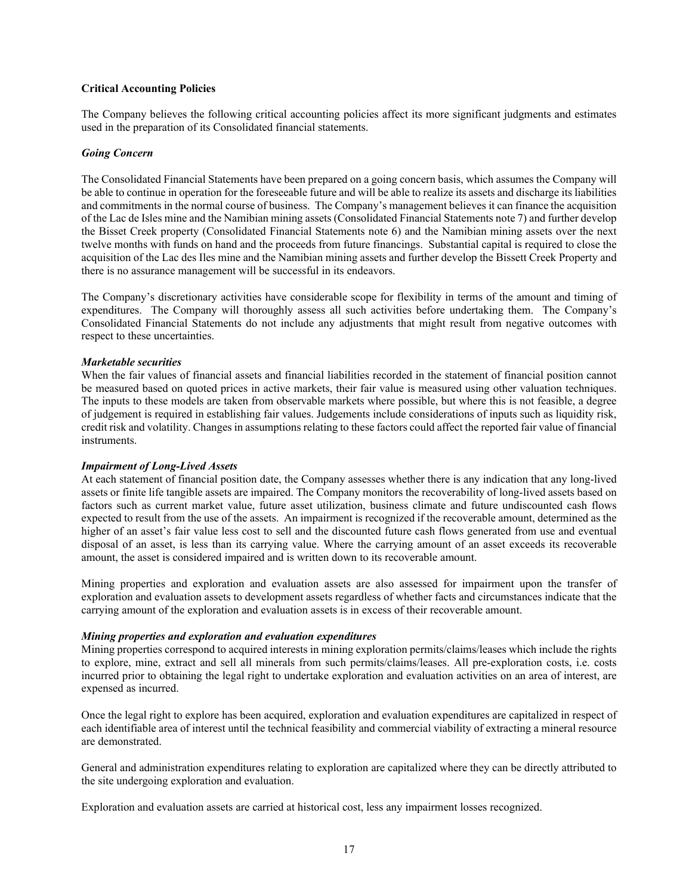**Critical Accounting Policies**

The Company believes the following critical accounting policies affect its more significant judgments and estimates used in the preparation of its Consolidated financial statements.

***Going Concern***

The Consolidated Financial Statements have been prepared on a going concern basis, which assumes the Company will be able to continue in operation for the foreseeable future and will be able to realize its assets and discharge its liabilities and commitments in the normal course of business. The Company's management believes it can finance the acquisition of the Lac de Isles mine and the Namibian mining assets (Consolidated Financial Statements note 7) and further develop the Bisset Creek property (Consolidated Financial Statements note 6) and the Namibian mining assets over the next twelve months with funds on hand and the proceeds from future financings. Substantial capital is required to close the acquisition of the Lac des Iles mine and the Namibian mining assets and further develop the Bissett Creek Property and there is no assurance management will be successful in its endeavors.

The Company's discretionary activities have considerable scope for flexibility in terms of the amount and timing of expenditures. The Company will thoroughly assess all such activities before undertaking them. The Company's Consolidated Financial Statements do not include any adjustments that might result from negative outcomes with respect to these uncertainties.

***Marketable securities***

When the fair values of financial assets and financial liabilities recorded in the statement of financial position cannot be measured based on quoted prices in active markets, their fair value is measured using other valuation techniques. The inputs to these models are taken from observable markets where possible, but where this is not feasible, a degree of judgement is required in establishing fair values. Judgements include considerations of inputs such as liquidity risk, credit risk and volatility. Changes in assumptions relating to these factors could affect the reported fair value of financial instruments.

***Impairment of Long-Lived Assets***

At each statement of financial position date, the Company assesses whether there is any indication that any long-lived assets or finite life tangible assets are impaired. The Company monitors the recoverability of long-lived assets based on factors such as current market value, future asset utilization, business climate and future undiscounted cash flows expected to result from the use of the assets. An impairment is recognized if the recoverable amount, determined as the higher of an asset's fair value less cost to sell and the discounted future cash flows generated from use and eventual disposal of an asset, is less than its carrying value. Where the carrying amount of an asset exceeds its recoverable amount, the asset is considered impaired and is written down to its recoverable amount.

Mining properties and exploration and evaluation assets are also assessed for impairment upon the transfer of exploration and evaluation assets to development assets regardless of whether facts and circumstances indicate that the carrying amount of the exploration and evaluation assets is in excess of their recoverable amount.

***Mining properties and exploration and evaluation expenditures***

Mining properties correspond to acquired interests in mining exploration permits/claims/leases which include the rights to explore, mine, extract and sell all minerals from such permits/claims/leases. All pre-exploration costs, i.e. costs incurred prior to obtaining the legal right to undertake exploration and evaluation activities on an area of interest, are expensed as incurred.

Once the legal right to explore has been acquired, exploration and evaluation expenditures are capitalized in respect of each identifiable area of interest until the technical feasibility and commercial viability of extracting a mineral resource are demonstrated.

General and administration expenditures relating to exploration are capitalized where they can be directly attributed to the site undergoing exploration and evaluation.

Exploration and evaluation assets are carried at historical cost, less any impairment losses recognized.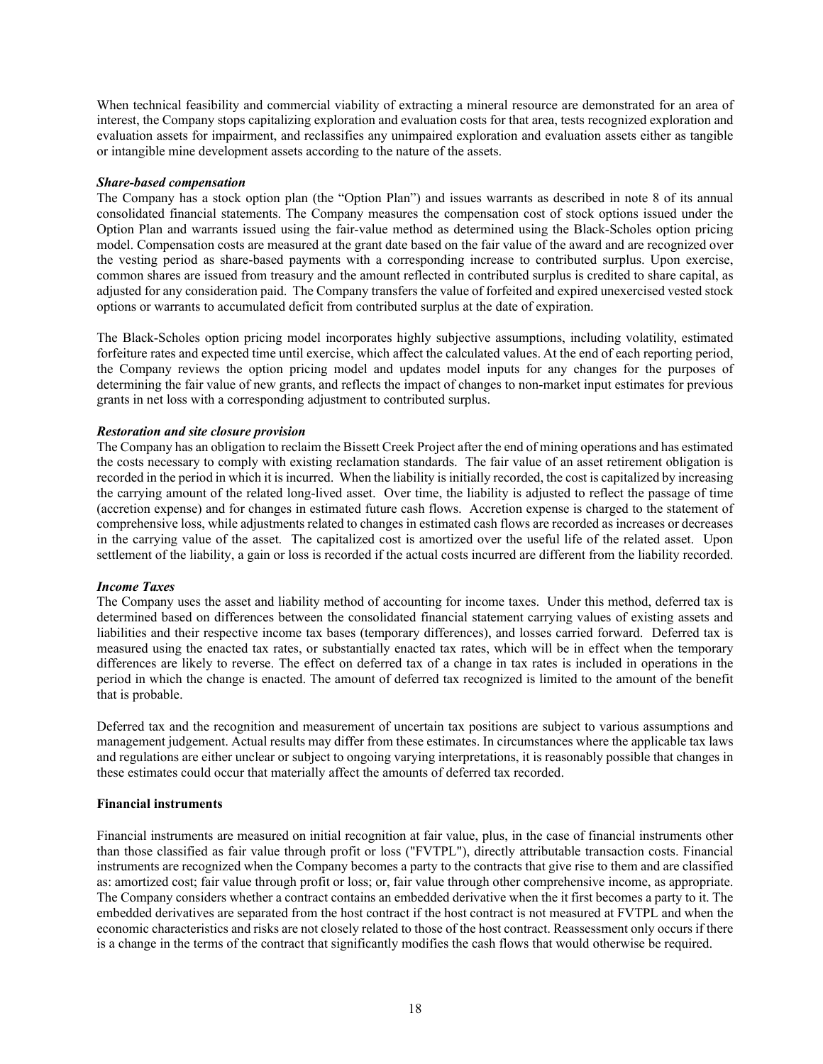When technical feasibility and commercial viability of extracting a mineral resource are demonstrated for an area of interest, the Company stops capitalizing exploration and evaluation costs for that area, tests recognized exploration and evaluation assets for impairment, and reclassifies any unimpaired exploration and evaluation assets either as tangible or intangible mine development assets according to the nature of the assets.

***Share-based compensation***

The Company has a stock option plan (the "Option Plan") and issues warrants as described in note 8 of its annual consolidated financial statements. The Company measures the compensation cost of stock options issued under the Option Plan and warrants issued using the fair-value method as determined using the Black-Scholes option pricing model. Compensation costs are measured at the grant date based on the fair value of the award and are recognized over the vesting period as share-based payments with a corresponding increase to contributed surplus. Upon exercise, common shares are issued from treasury and the amount reflected in contributed surplus is credited to share capital, as adjusted for any consideration paid. The Company transfers the value of forfeited and expired unexercised vested stock options or warrants to accumulated deficit from contributed surplus at the date of expiration.

The Black-Scholes option pricing model incorporates highly subjective assumptions, including volatility, estimated forfeiture rates and expected time until exercise, which affect the calculated values. At the end of each reporting period, the Company reviews the option pricing model and updates model inputs for any changes for the purposes of determining the fair value of new grants, and reflects the impact of changes to non-market input estimates for previous grants in net loss with a corresponding adjustment to contributed surplus.

***Restoration and site closure provision***

The Company has an obligation to reclaim the Bissett Creek Project after the end of mining operations and has estimated the costs necessary to comply with existing reclamation standards. The fair value of an asset retirement obligation is recorded in the period in which it is incurred. When the liability is initially recorded, the cost is capitalized by increasing the carrying amount of the related long-lived asset. Over time, the liability is adjusted to reflect the passage of time (accretion expense) and for changes in estimated future cash flows. Accretion expense is charged to the statement of comprehensive loss, while adjustments related to changes in estimated cash flows are recorded as increases or decreases in the carrying value of the asset. The capitalized cost is amortized over the useful life of the related asset. Upon settlement of the liability, a gain or loss is recorded if the actual costs incurred are different from the liability recorded.

***Income Taxes***

The Company uses the asset and liability method of accounting for income taxes. Under this method, deferred tax is determined based on differences between the consolidated financial statement carrying values of existing assets and liabilities and their respective income tax bases (temporary differences), and losses carried forward. Deferred tax is measured using the enacted tax rates, or substantially enacted tax rates, which will be in effect when the temporary differences are likely to reverse. The effect on deferred tax of a change in tax rates is included in operations in the period in which the change is enacted. The amount of deferred tax recognized is limited to the amount of the benefit that is probable.

Deferred tax and the recognition and measurement of uncertain tax positions are subject to various assumptions and management judgement. Actual results may differ from these estimates. In circumstances where the applicable tax laws and regulations are either unclear or subject to ongoing varying interpretations, it is reasonably possible that changes in these estimates could occur that materially affect the amounts of deferred tax recorded.

**Financial instruments**

Financial instruments are measured on initial recognition at fair value, plus, in the case of financial instruments other than those classified as fair value through profit or loss ("FVTPL"), directly attributable transaction costs. Financial instruments are recognized when the Company becomes a party to the contracts that give rise to them and are classified as: amortized cost; fair value through profit or loss; or, fair value through other comprehensive income, as appropriate. The Company considers whether a contract contains an embedded derivative when the it first becomes a party to it. The embedded derivatives are separated from the host contract if the host contract is not measured at FVTPL and when the economic characteristics and risks are not closely related to those of the host contract. Reassessment only occurs if there is a change in the terms of the contract that significantly modifies the cash flows that would otherwise be required.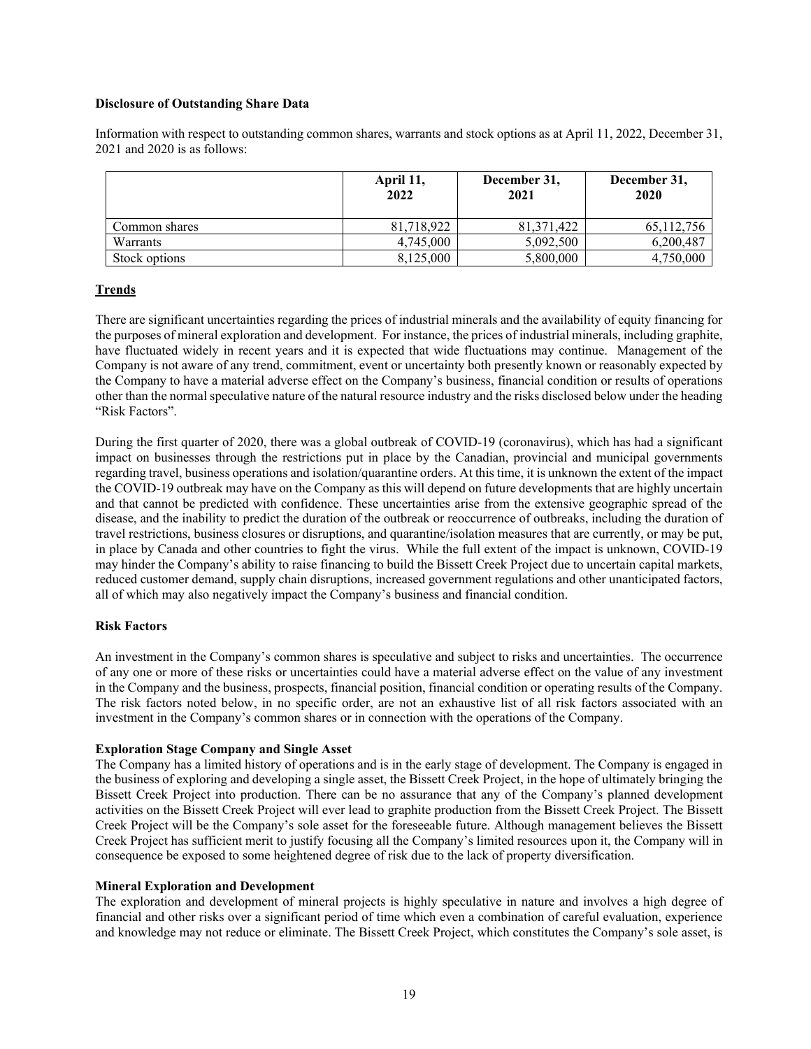**Disclosure of Outstanding Share Data**

Information with respect to outstanding common shares, warrants and stock options as at April 11, 2022, December 31, 2021 and 2020 is as follows:

| | April 11, 2022 | December 31, 2021 | December 31, 2020 |
|---|---|---|---|
| Common shares | 81,718,922 | 81,371,422 | 65,112,756 |
| Warrants | 4,745,000 | 5,092,500 | 6,200,487 |
| Stock options | 8,125,000 | 5,800,000 | 4,750,000 |

## Trends

There are significant uncertainties regarding the prices of industrial minerals and the availability of equity financing for the purposes of mineral exploration and development. For instance, the prices of industrial minerals, including graphite, have fluctuated widely in recent years and it is expected that wide fluctuations may continue. Management of the Company is not aware of any trend, commitment, event or uncertainty both presently known or reasonably expected by the Company to have a material adverse effect on the Company's business, financial condition or results of operations other than the normal speculative nature of the natural resource industry and the risks disclosed below under the heading "Risk Factors".

During the first quarter of 2020, there was a global outbreak of COVID-19 (coronavirus), which has had a significant impact on businesses through the restrictions put in place by the Canadian, provincial and municipal governments regarding travel, business operations and isolation/quarantine orders. At this time, it is unknown the extent of the impact the COVID-19 outbreak may have on the Company as this will depend on future developments that are highly uncertain and that cannot be predicted with confidence. These uncertainties arise from the extensive geographic spread of the disease, and the inability to predict the duration of the outbreak or reoccurrence of outbreaks, including the duration of travel restrictions, business closures or disruptions, and quarantine/isolation measures that are currently, or may be put, in place by Canada and other countries to fight the virus. While the full extent of the impact is unknown, COVID-19 may hinder the Company's ability to raise financing to build the Bissett Creek Project due to uncertain capital markets, reduced customer demand, supply chain disruptions, increased government regulations and other unanticipated factors, all of which may also negatively impact the Company's business and financial condition.

### Risk Factors

An investment in the Company's common shares is speculative and subject to risks and uncertainties. The occurrence of any one or more of these risks or uncertainties could have a material adverse effect on the value of any investment in the Company and the business, prospects, financial position, financial condition or operating results of the Company. The risk factors noted below, in no specific order, are not an exhaustive list of all risk factors associated with an investment in the Company's common shares or in connection with the operations of the Company.

**Exploration Stage Company and Single Asset**

The Company has a limited history of operations and is in the early stage of development. The Company is engaged in the business of exploring and developing a single asset, the Bissett Creek Project, in the hope of ultimately bringing the Bissett Creek Project into production. There can be no assurance that any of the Company's planned development activities on the Bissett Creek Project will ever lead to graphite production from the Bissett Creek Project. The Bissett Creek Project will be the Company's sole asset for the foreseeable future. Although management believes the Bissett Creek Project has sufficient merit to justify focusing all the Company's limited resources upon it, the Company will in consequence be exposed to some heightened degree of risk due to the lack of property diversification.

**Mineral Exploration and Development**

The exploration and development of mineral projects is highly speculative in nature and involves a high degree of financial and other risks over a significant period of time which even a combination of careful evaluation, experience and knowledge may not reduce or eliminate. The Bissett Creek Project, which constitutes the Company's sole asset, is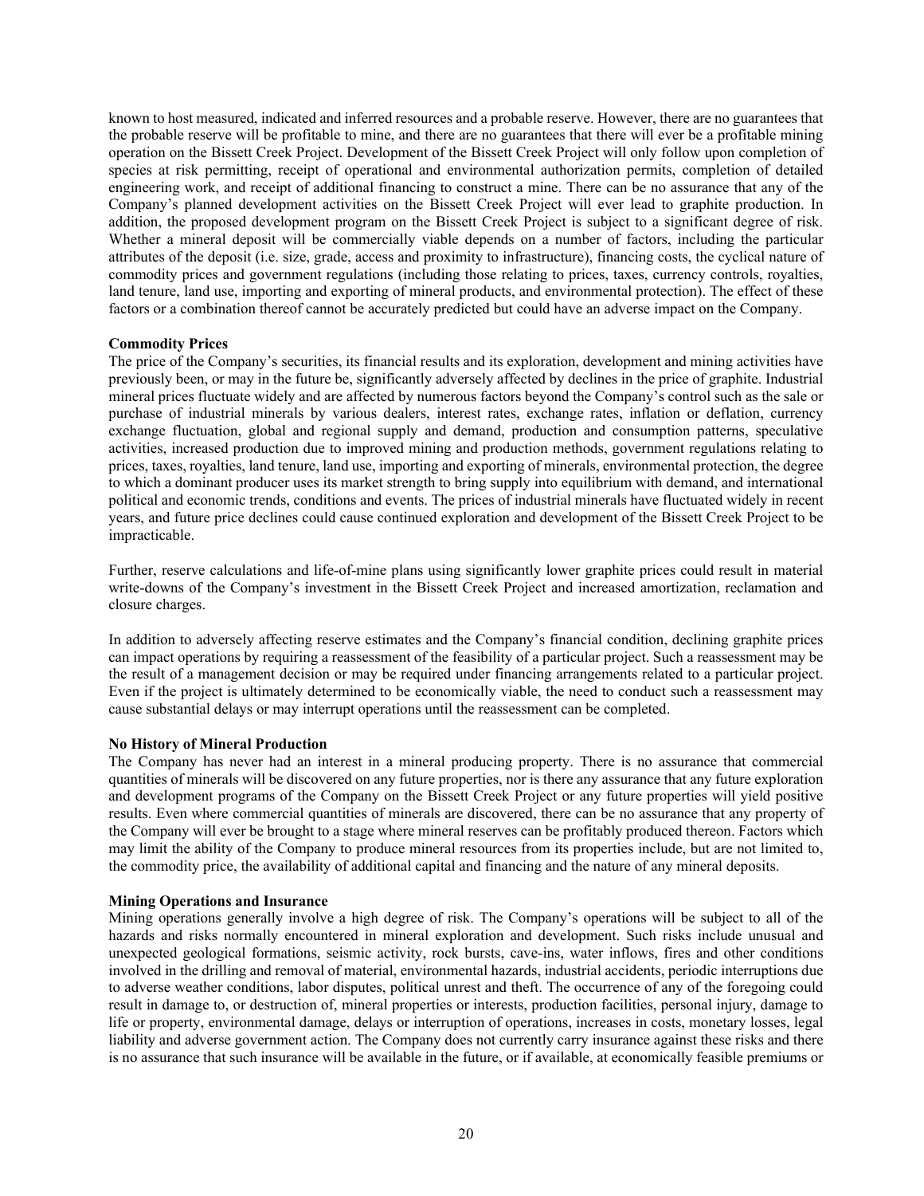known to host measured, indicated and inferred resources and a probable reserve. However, there are no guarantees that the probable reserve will be profitable to mine, and there are no guarantees that there will ever be a profitable mining operation on the Bissett Creek Project. Development of the Bissett Creek Project will only follow upon completion of species at risk permitting, receipt of operational and environmental authorization permits, completion of detailed engineering work, and receipt of additional financing to construct a mine. There can be no assurance that any of the Company's planned development activities on the Bissett Creek Project will ever lead to graphite production. In addition, the proposed development program on the Bissett Creek Project is subject to a significant degree of risk. Whether a mineral deposit will be commercially viable depends on a number of factors, including the particular attributes of the deposit (i.e. size, grade, access and proximity to infrastructure), financing costs, the cyclical nature of commodity prices and government regulations (including those relating to prices, taxes, currency controls, royalties, land tenure, land use, importing and exporting of mineral products, and environmental protection). The effect of these factors or a combination thereof cannot be accurately predicted but could have an adverse impact on the Company.

**Commodity Prices**

The price of the Company's securities, its financial results and its exploration, development and mining activities have previously been, or may in the future be, significantly adversely affected by declines in the price of graphite. Industrial mineral prices fluctuate widely and are affected by numerous factors beyond the Company's control such as the sale or purchase of industrial minerals by various dealers, interest rates, exchange rates, inflation or deflation, currency exchange fluctuation, global and regional supply and demand, production and consumption patterns, speculative activities, increased production due to improved mining and production methods, government regulations relating to prices, taxes, royalties, land tenure, land use, importing and exporting of minerals, environmental protection, the degree to which a dominant producer uses its market strength to bring supply into equilibrium with demand, and international political and economic trends, conditions and events. The prices of industrial minerals have fluctuated widely in recent years, and future price declines could cause continued exploration and development of the Bissett Creek Project to be impracticable.

Further, reserve calculations and life-of-mine plans using significantly lower graphite prices could result in material write-downs of the Company's investment in the Bissett Creek Project and increased amortization, reclamation and closure charges.

In addition to adversely affecting reserve estimates and the Company's financial condition, declining graphite prices can impact operations by requiring a reassessment of the feasibility of a particular project. Such a reassessment may be the result of a management decision or may be required under financing arrangements related to a particular project. Even if the project is ultimately determined to be economically viable, the need to conduct such a reassessment may cause substantial delays or may interrupt operations until the reassessment can be completed.

**No History of Mineral Production**

The Company has never had an interest in a mineral producing property. There is no assurance that commercial quantities of minerals will be discovered on any future properties, nor is there any assurance that any future exploration and development programs of the Company on the Bissett Creek Project or any future properties will yield positive results. Even where commercial quantities of minerals are discovered, there can be no assurance that any property of the Company will ever be brought to a stage where mineral reserves can be profitably produced thereon. Factors which may limit the ability of the Company to produce mineral resources from its properties include, but are not limited to, the commodity price, the availability of additional capital and financing and the nature of any mineral deposits.

**Mining Operations and Insurance**

Mining operations generally involve a high degree of risk. The Company's operations will be subject to all of the hazards and risks normally encountered in mineral exploration and development. Such risks include unusual and unexpected geological formations, seismic activity, rock bursts, cave-ins, water inflows, fires and other conditions involved in the drilling and removal of material, environmental hazards, industrial accidents, periodic interruptions due to adverse weather conditions, labor disputes, political unrest and theft. The occurrence of any of the foregoing could result in damage to, or destruction of, mineral properties or interests, production facilities, personal injury, damage to life or property, environmental damage, delays or interruption of operations, increases in costs, monetary losses, legal liability and adverse government action. The Company does not currently carry insurance against these risks and there is no assurance that such insurance will be available in the future, or if available, at economically feasible premiums or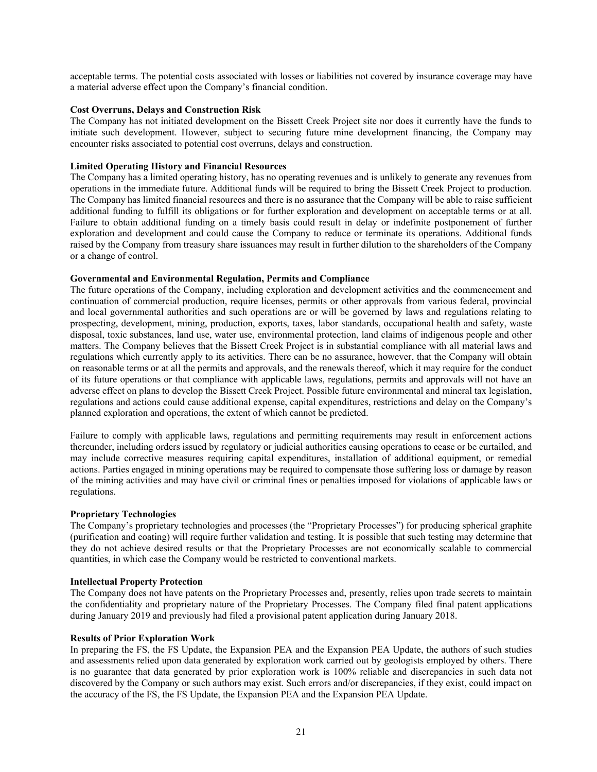acceptable terms. The potential costs associated with losses or liabilities not covered by insurance coverage may have a material adverse effect upon the Company's financial condition.

**Cost Overruns, Delays and Construction Risk**

The Company has not initiated development on the Bissett Creek Project site nor does it currently have the funds to initiate such development. However, subject to securing future mine development financing, the Company may encounter risks associated to potential cost overruns, delays and construction.

**Limited Operating History and Financial Resources**

The Company has a limited operating history, has no operating revenues and is unlikely to generate any revenues from operations in the immediate future. Additional funds will be required to bring the Bissett Creek Project to production. The Company has limited financial resources and there is no assurance that the Company will be able to raise sufficient additional funding to fulfill its obligations or for further exploration and development on acceptable terms or at all. Failure to obtain additional funding on a timely basis could result in delay or indefinite postponement of further exploration and development and could cause the Company to reduce or terminate its operations. Additional funds raised by the Company from treasury share issuances may result in further dilution to the shareholders of the Company or a change of control.

**Governmental and Environmental Regulation, Permits and Compliance**

The future operations of the Company, including exploration and development activities and the commencement and continuation of commercial production, require licenses, permits or other approvals from various federal, provincial and local governmental authorities and such operations are or will be governed by laws and regulations relating to prospecting, development, mining, production, exports, taxes, labor standards, occupational health and safety, waste disposal, toxic substances, land use, water use, environmental protection, land claims of indigenous people and other matters. The Company believes that the Bissett Creek Project is in substantial compliance with all material laws and regulations which currently apply to its activities. There can be no assurance, however, that the Company will obtain on reasonable terms or at all the permits and approvals, and the renewals thereof, which it may require for the conduct of its future operations or that compliance with applicable laws, regulations, permits and approvals will not have an adverse effect on plans to develop the Bissett Creek Project. Possible future environmental and mineral tax legislation, regulations and actions could cause additional expense, capital expenditures, restrictions and delay on the Company's planned exploration and operations, the extent of which cannot be predicted.

Failure to comply with applicable laws, regulations and permitting requirements may result in enforcement actions thereunder, including orders issued by regulatory or judicial authorities causing operations to cease or be curtailed, and may include corrective measures requiring capital expenditures, installation of additional equipment, or remedial actions. Parties engaged in mining operations may be required to compensate those suffering loss or damage by reason of the mining activities and may have civil or criminal fines or penalties imposed for violations of applicable laws or regulations.

**Proprietary Technologies**

The Company's proprietary technologies and processes (the "Proprietary Processes") for producing spherical graphite (purification and coating) will require further validation and testing. It is possible that such testing may determine that they do not achieve desired results or that the Proprietary Processes are not economically scalable to commercial quantities, in which case the Company would be restricted to conventional markets.

**Intellectual Property Protection**

The Company does not have patents on the Proprietary Processes and, presently, relies upon trade secrets to maintain the confidentiality and proprietary nature of the Proprietary Processes. The Company filed final patent applications during January 2019 and previously had filed a provisional patent application during January 2018.

**Results of Prior Exploration Work**

In preparing the FS, the FS Update, the Expansion PEA and the Expansion PEA Update, the authors of such studies and assessments relied upon data generated by exploration work carried out by geologists employed by others. There is no guarantee that data generated by prior exploration work is 100% reliable and discrepancies in such data not discovered by the Company or such authors may exist. Such errors and/or discrepancies, if they exist, could impact on the accuracy of the FS, the FS Update, the Expansion PEA and the Expansion PEA Update.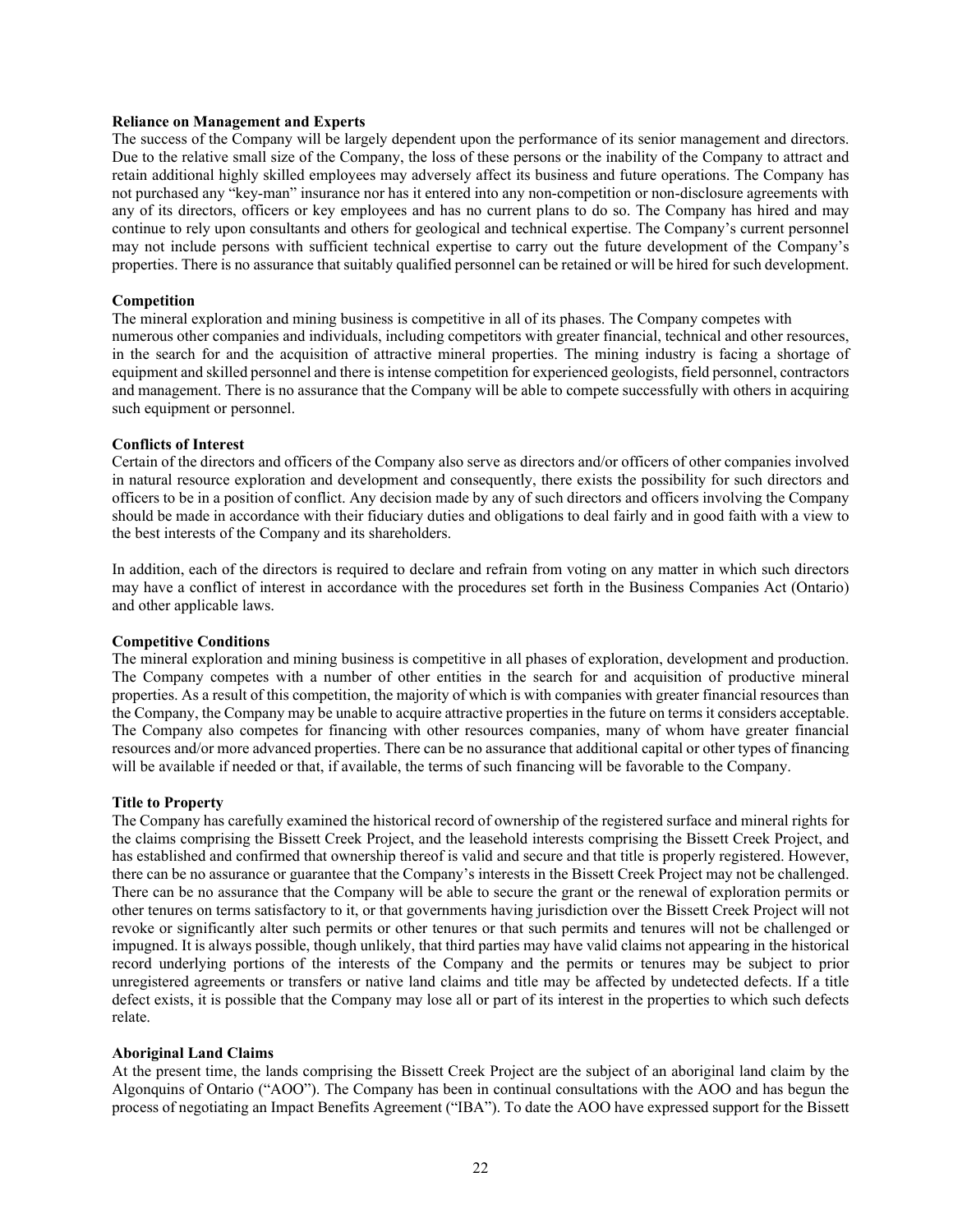**Reliance on Management and Experts**

The success of the Company will be largely dependent upon the performance of its senior management and directors. Due to the relative small size of the Company, the loss of these persons or the inability of the Company to attract and retain additional highly skilled employees may adversely affect its business and future operations. The Company has not purchased any "key-man" insurance nor has it entered into any non-competition or non-disclosure agreements with any of its directors, officers or key employees and has no current plans to do so. The Company has hired and may continue to rely upon consultants and others for geological and technical expertise. The Company's current personnel may not include persons with sufficient technical expertise to carry out the future development of the Company's properties. There is no assurance that suitably qualified personnel can be retained or will be hired for such development.

**Competition**

The mineral exploration and mining business is competitive in all of its phases. The Company competes with numerous other companies and individuals, including competitors with greater financial, technical and other resources, in the search for and the acquisition of attractive mineral properties. The mining industry is facing a shortage of equipment and skilled personnel and there is intense competition for experienced geologists, field personnel, contractors and management. There is no assurance that the Company will be able to compete successfully with others in acquiring such equipment or personnel.

**Conflicts of Interest**

Certain of the directors and officers of the Company also serve as directors and/or officers of other companies involved in natural resource exploration and development and consequently, there exists the possibility for such directors and officers to be in a position of conflict. Any decision made by any of such directors and officers involving the Company should be made in accordance with their fiduciary duties and obligations to deal fairly and in good faith with a view to the best interests of the Company and its shareholders.

In addition, each of the directors is required to declare and refrain from voting on any matter in which such directors may have a conflict of interest in accordance with the procedures set forth in the Business Companies Act (Ontario) and other applicable laws.

**Competitive Conditions**

The mineral exploration and mining business is competitive in all phases of exploration, development and production. The Company competes with a number of other entities in the search for and acquisition of productive mineral properties. As a result of this competition, the majority of which is with companies with greater financial resources than the Company, the Company may be unable to acquire attractive properties in the future on terms it considers acceptable. The Company also competes for financing with other resources companies, many of whom have greater financial resources and/or more advanced properties. There can be no assurance that additional capital or other types of financing will be available if needed or that, if available, the terms of such financing will be favorable to the Company.

**Title to Property**

The Company has carefully examined the historical record of ownership of the registered surface and mineral rights for the claims comprising the Bissett Creek Project, and the leasehold interests comprising the Bissett Creek Project, and has established and confirmed that ownership thereof is valid and secure and that title is properly registered. However, there can be no assurance or guarantee that the Company's interests in the Bissett Creek Project may not be challenged. There can be no assurance that the Company will be able to secure the grant or the renewal of exploration permits or other tenures on terms satisfactory to it, or that governments having jurisdiction over the Bissett Creek Project will not revoke or significantly alter such permits or other tenures or that such permits and tenures will not be challenged or impugned. It is always possible, though unlikely, that third parties may have valid claims not appearing in the historical record underlying portions of the interests of the Company and the permits or tenures may be subject to prior unregistered agreements or transfers or native land claims and title may be affected by undetected defects. If a title defect exists, it is possible that the Company may lose all or part of its interest in the properties to which such defects relate.

**Aboriginal Land Claims**

At the present time, the lands comprising the Bissett Creek Project are the subject of an aboriginal land claim by the Algonquins of Ontario ("AOO"). The Company has been in continual consultations with the AOO and has begun the process of negotiating an Impact Benefits Agreement ("IBA"). To date the AOO have expressed support for the Bissett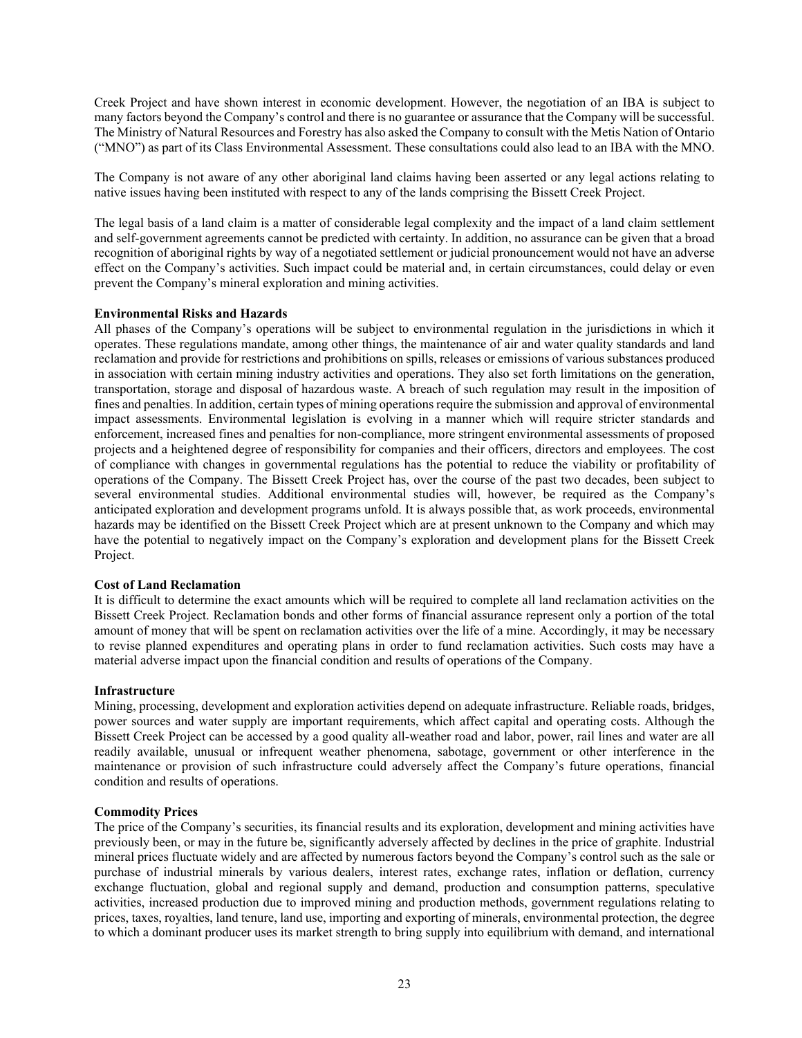Creek Project and have shown interest in economic development. However, the negotiation of an IBA is subject to many factors beyond the Company's control and there is no guarantee or assurance that the Company will be successful. The Ministry of Natural Resources and Forestry has also asked the Company to consult with the Metis Nation of Ontario ("MNO") as part of its Class Environmental Assessment. These consultations could also lead to an IBA with the MNO.

The Company is not aware of any other aboriginal land claims having been asserted or any legal actions relating to native issues having been instituted with respect to any of the lands comprising the Bissett Creek Project.

The legal basis of a land claim is a matter of considerable legal complexity and the impact of a land claim settlement and self-government agreements cannot be predicted with certainty. In addition, no assurance can be given that a broad recognition of aboriginal rights by way of a negotiated settlement or judicial pronouncement would not have an adverse effect on the Company's activities. Such impact could be material and, in certain circumstances, could delay or even prevent the Company's mineral exploration and mining activities.

**Environmental Risks and Hazards**

All phases of the Company's operations will be subject to environmental regulation in the jurisdictions in which it operates. These regulations mandate, among other things, the maintenance of air and water quality standards and land reclamation and provide for restrictions and prohibitions on spills, releases or emissions of various substances produced in association with certain mining industry activities and operations. They also set forth limitations on the generation, transportation, storage and disposal of hazardous waste. A breach of such regulation may result in the imposition of fines and penalties. In addition, certain types of mining operations require the submission and approval of environmental impact assessments. Environmental legislation is evolving in a manner which will require stricter standards and enforcement, increased fines and penalties for non-compliance, more stringent environmental assessments of proposed projects and a heightened degree of responsibility for companies and their officers, directors and employees. The cost of compliance with changes in governmental regulations has the potential to reduce the viability or profitability of operations of the Company. The Bissett Creek Project has, over the course of the past two decades, been subject to several environmental studies. Additional environmental studies will, however, be required as the Company's anticipated exploration and development programs unfold. It is always possible that, as work proceeds, environmental hazards may be identified on the Bissett Creek Project which are at present unknown to the Company and which may have the potential to negatively impact on the Company's exploration and development plans for the Bissett Creek Project.

**Cost of Land Reclamation**

It is difficult to determine the exact amounts which will be required to complete all land reclamation activities on the Bissett Creek Project. Reclamation bonds and other forms of financial assurance represent only a portion of the total amount of money that will be spent on reclamation activities over the life of a mine. Accordingly, it may be necessary to revise planned expenditures and operating plans in order to fund reclamation activities. Such costs may have a material adverse impact upon the financial condition and results of operations of the Company.

**Infrastructure**

Mining, processing, development and exploration activities depend on adequate infrastructure. Reliable roads, bridges, power sources and water supply are important requirements, which affect capital and operating costs. Although the Bissett Creek Project can be accessed by a good quality all-weather road and labor, power, rail lines and water are all readily available, unusual or infrequent weather phenomena, sabotage, government or other interference in the maintenance or provision of such infrastructure could adversely affect the Company's future operations, financial condition and results of operations.

**Commodity Prices**

The price of the Company's securities, its financial results and its exploration, development and mining activities have previously been, or may in the future be, significantly adversely affected by declines in the price of graphite. Industrial mineral prices fluctuate widely and are affected by numerous factors beyond the Company's control such as the sale or purchase of industrial minerals by various dealers, interest rates, exchange rates, inflation or deflation, currency exchange fluctuation, global and regional supply and demand, production and consumption patterns, speculative activities, increased production due to improved mining and production methods, government regulations relating to prices, taxes, royalties, land tenure, land use, importing and exporting of minerals, environmental protection, the degree to which a dominant producer uses its market strength to bring supply into equilibrium with demand, and international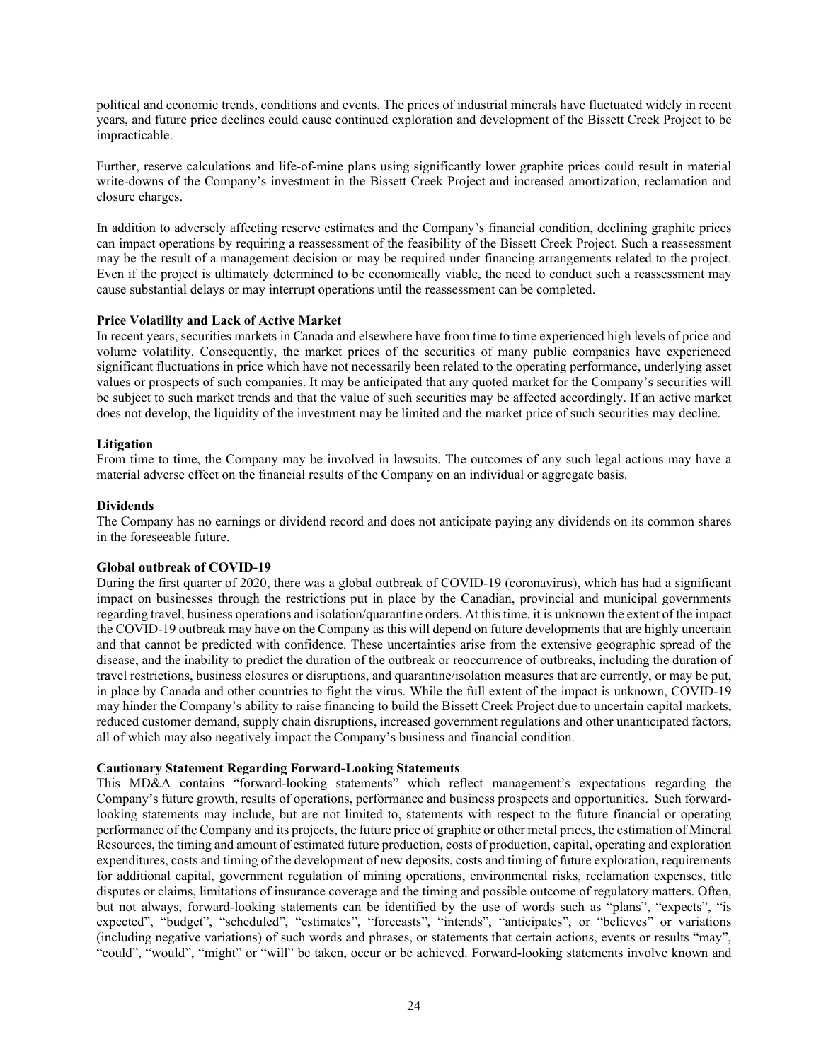political and economic trends, conditions and events. The prices of industrial minerals have fluctuated widely in recent years, and future price declines could cause continued exploration and development of the Bissett Creek Project to be impracticable.

Further, reserve calculations and life-of-mine plans using significantly lower graphite prices could result in material write-downs of the Company's investment in the Bissett Creek Project and increased amortization, reclamation and closure charges.

In addition to adversely affecting reserve estimates and the Company's financial condition, declining graphite prices can impact operations by requiring a reassessment of the feasibility of the Bissett Creek Project. Such a reassessment may be the result of a management decision or may be required under financing arrangements related to the project. Even if the project is ultimately determined to be economically viable, the need to conduct such a reassessment may cause substantial delays or may interrupt operations until the reassessment can be completed.

**Price Volatility and Lack of Active Market**

In recent years, securities markets in Canada and elsewhere have from time to time experienced high levels of price and volume volatility. Consequently, the market prices of the securities of many public companies have experienced significant fluctuations in price which have not necessarily been related to the operating performance, underlying asset values or prospects of such companies. It may be anticipated that any quoted market for the Company's securities will be subject to such market trends and that the value of such securities may be affected accordingly. If an active market does not develop, the liquidity of the investment may be limited and the market price of such securities may decline.

**Litigation**

From time to time, the Company may be involved in lawsuits. The outcomes of any such legal actions may have a material adverse effect on the financial results of the Company on an individual or aggregate basis.

**Dividends**

The Company has no earnings or dividend record and does not anticipate paying any dividends on its common shares in the foreseeable future.

**Global outbreak of COVID-19**

During the first quarter of 2020, there was a global outbreak of COVID-19 (coronavirus), which has had a significant impact on businesses through the restrictions put in place by the Canadian, provincial and municipal governments regarding travel, business operations and isolation/quarantine orders. At this time, it is unknown the extent of the impact the COVID-19 outbreak may have on the Company as this will depend on future developments that are highly uncertain and that cannot be predicted with confidence. These uncertainties arise from the extensive geographic spread of the disease, and the inability to predict the duration of the outbreak or reoccurrence of outbreaks, including the duration of travel restrictions, business closures or disruptions, and quarantine/isolation measures that are currently, or may be put, in place by Canada and other countries to fight the virus. While the full extent of the impact is unknown, COVID-19 may hinder the Company's ability to raise financing to build the Bissett Creek Project due to uncertain capital markets, reduced customer demand, supply chain disruptions, increased government regulations and other unanticipated factors, all of which may also negatively impact the Company's business and financial condition.

**Cautionary Statement Regarding Forward-Looking Statements**

This MD&A contains "forward-looking statements" which reflect management's expectations regarding the Company's future growth, results of operations, performance and business prospects and opportunities. Such forward-looking statements may include, but are not limited to, statements with respect to the future financial or operating performance of the Company and its projects, the future price of graphite or other metal prices, the estimation of Mineral Resources, the timing and amount of estimated future production, costs of production, capital, operating and exploration expenditures, costs and timing of the development of new deposits, costs and timing of future exploration, requirements for additional capital, government regulation of mining operations, environmental risks, reclamation expenses, title disputes or claims, limitations of insurance coverage and the timing and possible outcome of regulatory matters. Often, but not always, forward-looking statements can be identified by the use of words such as "plans", "expects", "is expected", "budget", "scheduled", "estimates", "forecasts", "intends", "anticipates", or "believes" or variations (including negative variations) of such words and phrases, or statements that certain actions, events or results "may", "could", "would", "might" or "will" be taken, occur or be achieved. Forward-looking statements involve known and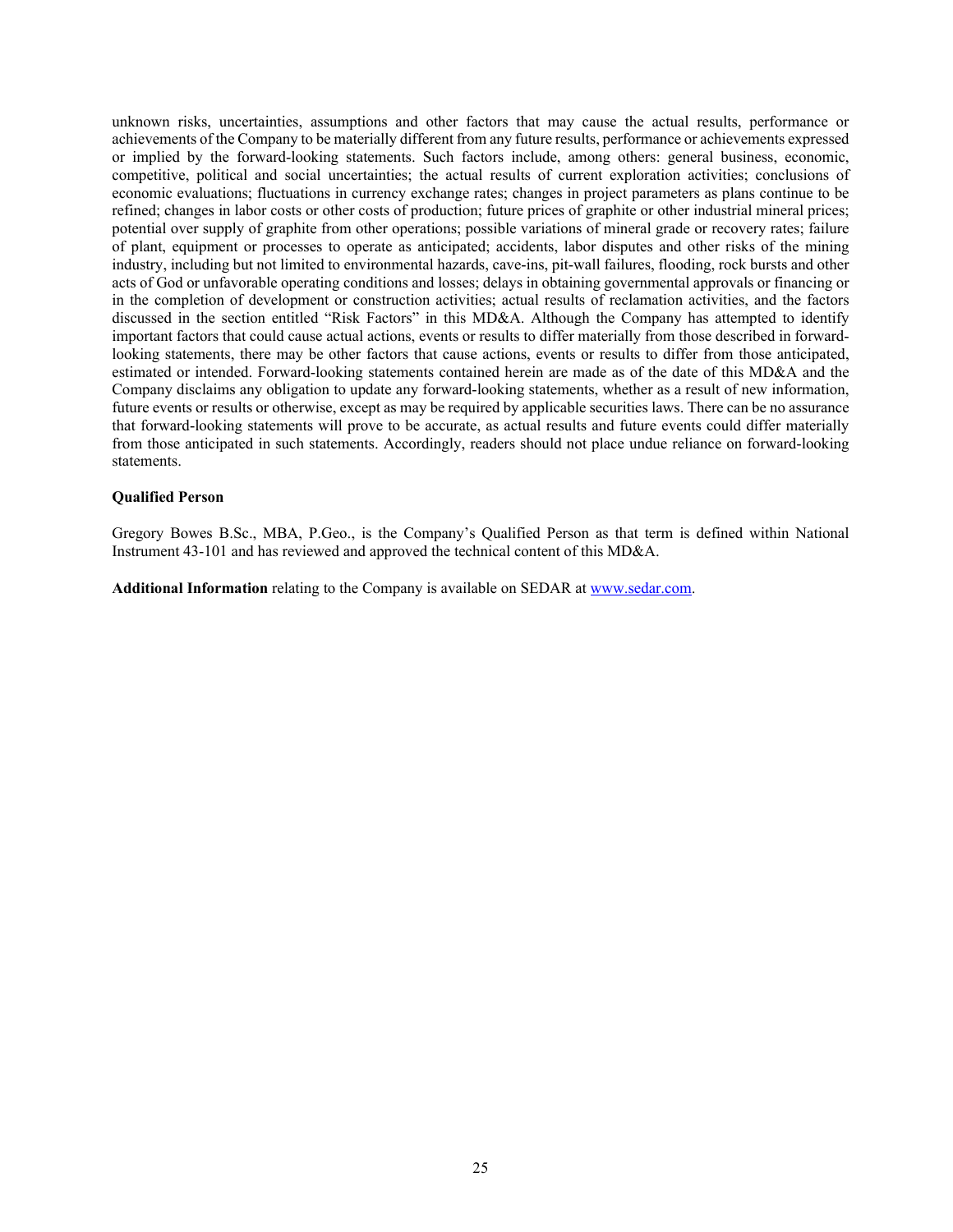unknown risks, uncertainties, assumptions and other factors that may cause the actual results, performance or achievements of the Company to be materially different from any future results, performance or achievements expressed or implied by the forward-looking statements. Such factors include, among others: general business, economic, competitive, political and social uncertainties; the actual results of current exploration activities; conclusions of economic evaluations; fluctuations in currency exchange rates; changes in project parameters as plans continue to be refined; changes in labor costs or other costs of production; future prices of graphite or other industrial mineral prices; potential over supply of graphite from other operations; possible variations of mineral grade or recovery rates; failure of plant, equipment or processes to operate as anticipated; accidents, labor disputes and other risks of the mining industry, including but not limited to environmental hazards, cave-ins, pit-wall failures, flooding, rock bursts and other acts of God or unfavorable operating conditions and losses; delays in obtaining governmental approvals or financing or in the completion of development or construction activities; actual results of reclamation activities, and the factors discussed in the section entitled "Risk Factors" in this MD&A. Although the Company has attempted to identify important factors that could cause actual actions, events or results to differ materially from those described in forward-looking statements, there may be other factors that cause actions, events or results to differ from those anticipated, estimated or intended. Forward-looking statements contained herein are made as of the date of this MD&A and the Company disclaims any obligation to update any forward-looking statements, whether as a result of new information, future events or results or otherwise, except as may be required by applicable securities laws. There can be no assurance that forward-looking statements will prove to be accurate, as actual results and future events could differ materially from those anticipated in such statements. Accordingly, readers should not place undue reliance on forward-looking statements.

**Qualified Person**

Gregory Bowes B.Sc., MBA, P.Geo., is the Company's Qualified Person as that term is defined within National Instrument 43-101 and has reviewed and approved the technical content of this MD&A.

**Additional Information** relating to the Company is available on SEDAR at www.sedar.com.